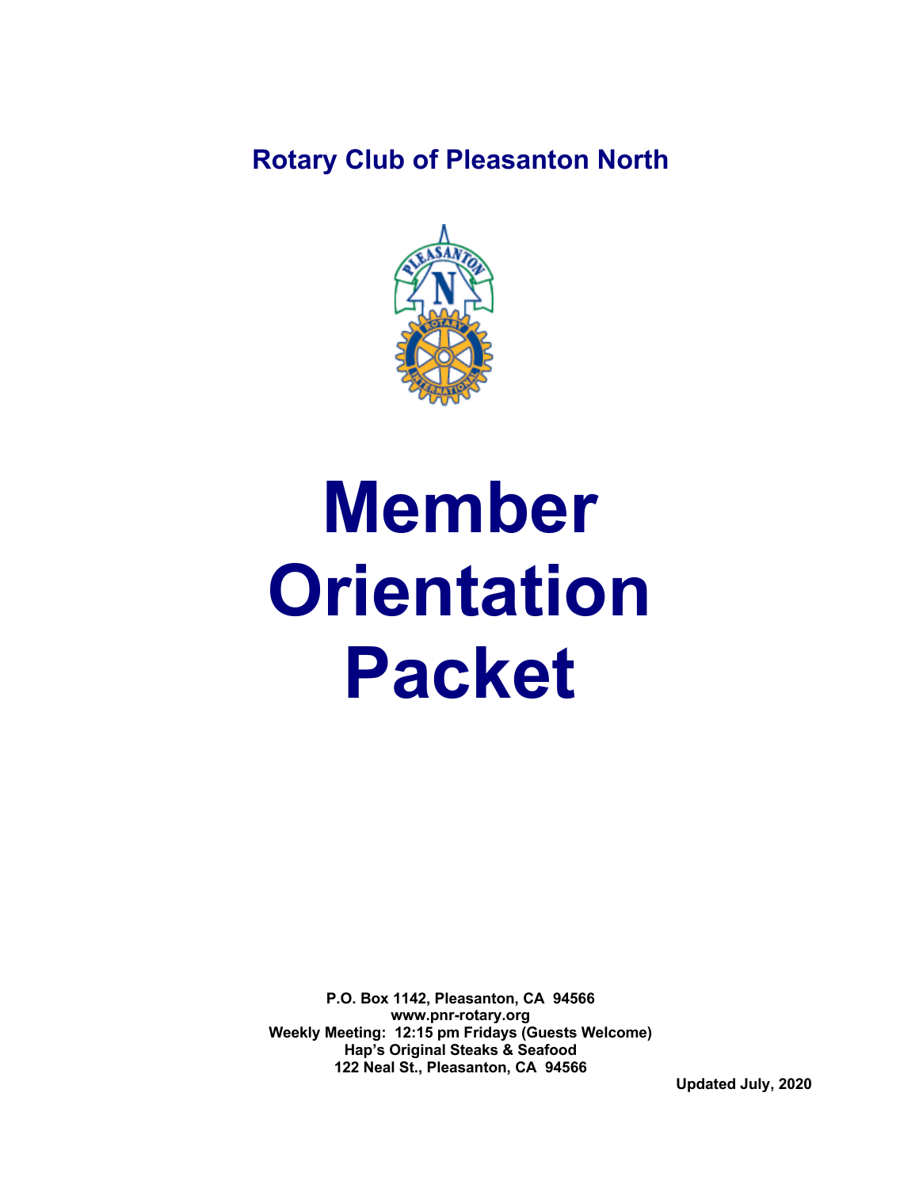**Rotary Club of Pleasanton North**

# Member Orientation Packet

**P.O. Box 1142, Pleasanton, CA 94566**
**www.pnr-rotary.org**
**Weekly Meeting: 12:15 pm Fridays (Guests Welcome)**
**Hap's Original Steaks & Seafood**
**122 Neal St., Pleasanton, CA 94566**

**Updated July, 2020**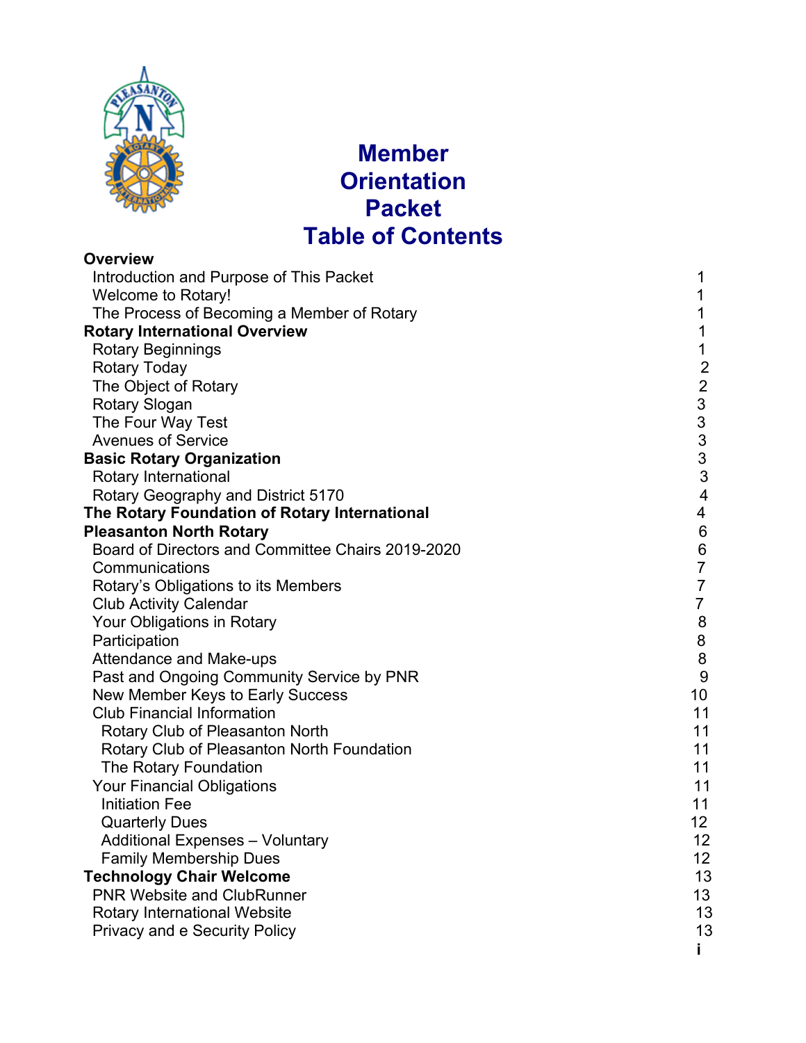# Member Orientation Packet Table of Contents

| | |
|---|---|
| **Overview** | |
| Introduction and Purpose of This Packet | 1 |
| Welcome to Rotary! | 1 |
| The Process of Becoming a Member of Rotary | 1 |
| **Rotary International Overview** | 1 |
| Rotary Beginnings | 1 |
| Rotary Today | 2 |
| The Object of Rotary | 2 |
| Rotary Slogan | 3 |
| The Four Way Test | 3 |
| Avenues of Service | 3 |
| **Basic Rotary Organization** | 3 |
| Rotary International | 3 |
| Rotary Geography and District 5170 | 4 |
| **The Rotary Foundation of Rotary International** | 4 |
| **Pleasanton North Rotary** | 6 |
| Board of Directors and Committee Chairs 2019-2020 | 6 |
| Communications | 7 |
| Rotary's Obligations to its Members | 7 |
| Club Activity Calendar | 7 |
| Your Obligations in Rotary | 8 |
| Participation | 8 |
| Attendance and Make-ups | 8 |
| Past and Ongoing Community Service by PNR | 9 |
| New Member Keys to Early Success | 10 |
| Club Financial Information | 11 |
| Rotary Club of Pleasanton North | 11 |
| Rotary Club of Pleasanton North Foundation | 11 |
| The Rotary Foundation | 11 |
| Your Financial Obligations | 11 |
| Initiation Fee | 11 |
| Quarterly Dues | 12 |
| Additional Expenses – Voluntary | 12 |
| Family Membership Dues | 12 |
| **Technology Chair Welcome** | 13 |
| PNR Website and ClubRunner | 13 |
| Rotary International Website | 13 |
| Privacy and e Security Policy | 13 |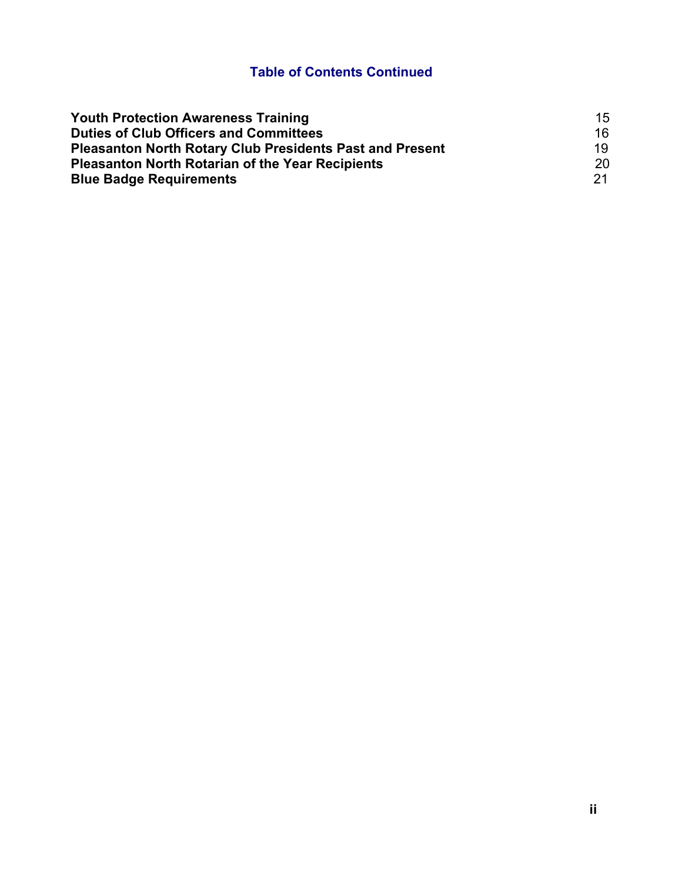## Table of Contents Continued

| | |
|---|---|
| **Youth Protection Awareness Training** | 15 |
| **Duties of Club Officers and Committees** | 16 |
| **Pleasanton North Rotary Club Presidents Past and Present** | 19 |
| **Pleasanton North Rotarian of the Year Recipients** | 20 |
| **Blue Badge Requirements** | 21 |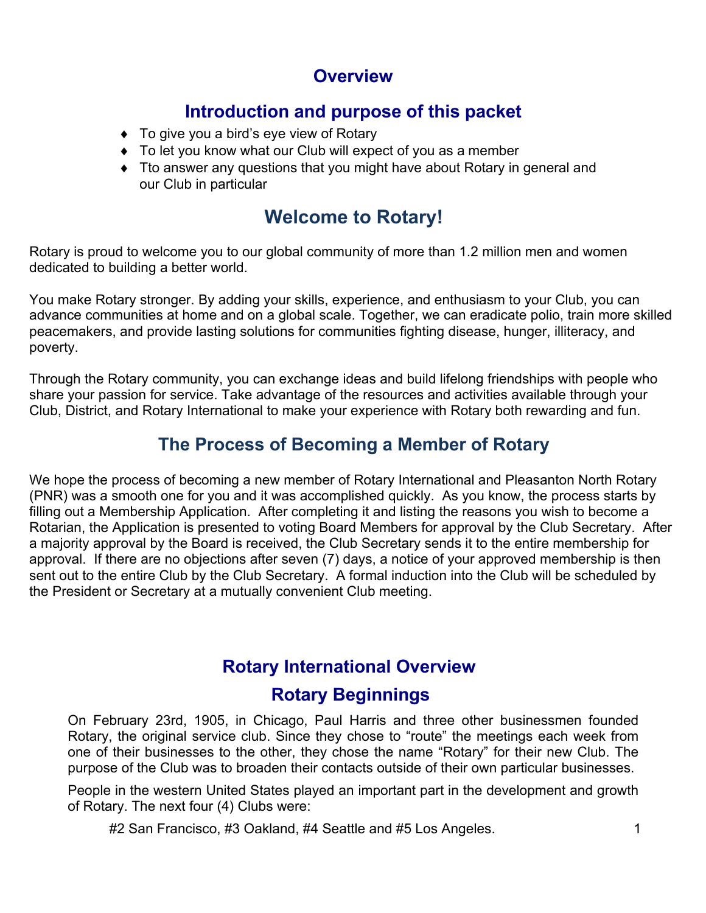## Overview

## Introduction and purpose of this packet

- To give you a bird's eye view of Rotary
- To let you know what our Club will expect of you as a member
- Tto answer any questions that you might have about Rotary in general and our Club in particular

## Welcome to Rotary!

Rotary is proud to welcome you to our global community of more than 1.2 million men and women dedicated to building a better world.

You make Rotary stronger. By adding your skills, experience, and enthusiasm to your Club, you can advance communities at home and on a global scale. Together, we can eradicate polio, train more skilled peacemakers, and provide lasting solutions for communities fighting disease, hunger, illiteracy, and poverty.

Through the Rotary community, you can exchange ideas and build lifelong friendships with people who share your passion for service. Take advantage of the resources and activities available through your Club, District, and Rotary International to make your experience with Rotary both rewarding and fun.

## The Process of Becoming a Member of Rotary

We hope the process of becoming a new member of Rotary International and Pleasanton North Rotary (PNR) was a smooth one for you and it was accomplished quickly. As you know, the process starts by filling out a Membership Application. After completing it and listing the reasons you wish to become a Rotarian, the Application is presented to voting Board Members for approval by the Club Secretary. After a majority approval by the Board is received, the Club Secretary sends it to the entire membership for approval. If there are no objections after seven (7) days, a notice of your approved membership is then sent out to the entire Club by the Club Secretary. A formal induction into the Club will be scheduled by the President or Secretary at a mutually convenient Club meeting.

## Rotary International Overview

## Rotary Beginnings

On February 23rd, 1905, in Chicago, Paul Harris and three other businessmen founded Rotary, the original service club. Since they chose to "route" the meetings each week from one of their businesses to the other, they chose the name "Rotary" for their new Club. The purpose of the Club was to broaden their contacts outside of their own particular businesses.

People in the western United States played an important part in the development and growth of Rotary. The next four (4) Clubs were:

#2 San Francisco, #3 Oakland, #4 Seattle and #5 Los Angeles.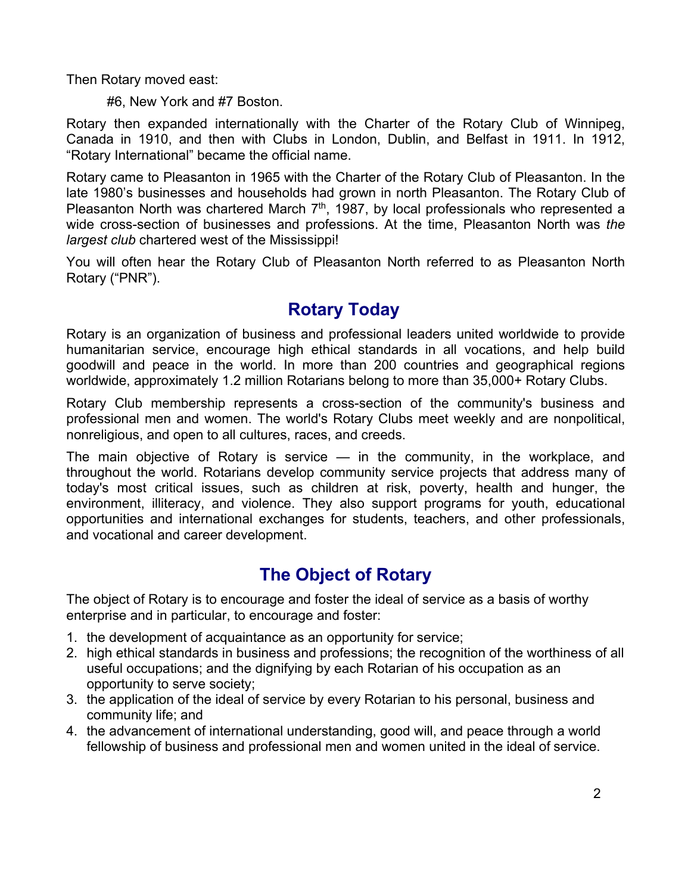Then Rotary moved east:

#6, New York and #7 Boston.

Rotary then expanded internationally with the Charter of the Rotary Club of Winnipeg, Canada in 1910, and then with Clubs in London, Dublin, and Belfast in 1911. In 1912, “Rotary International” became the official name.

Rotary came to Pleasanton in 1965 with the Charter of the Rotary Club of Pleasanton. In the late 1980’s businesses and households had grown in north Pleasanton. The Rotary Club of Pleasanton North was chartered March 7th, 1987, by local professionals who represented a wide cross-section of businesses and professions. At the time, Pleasanton North was *the largest club* chartered west of the Mississippi!

You will often hear the Rotary Club of Pleasanton North referred to as Pleasanton North Rotary (“PNR”).

## Rotary Today

Rotary is an organization of business and professional leaders united worldwide to provide humanitarian service, encourage high ethical standards in all vocations, and help build goodwill and peace in the world. In more than 200 countries and geographical regions worldwide, approximately 1.2 million Rotarians belong to more than 35,000+ Rotary Clubs.

Rotary Club membership represents a cross-section of the community's business and professional men and women. The world's Rotary Clubs meet weekly and are nonpolitical, nonreligious, and open to all cultures, races, and creeds.

The main objective of Rotary is service — in the community, in the workplace, and throughout the world. Rotarians develop community service projects that address many of today's most critical issues, such as children at risk, poverty, health and hunger, the environment, illiteracy, and violence. They also support programs for youth, educational opportunities and international exchanges for students, teachers, and other professionals, and vocational and career development.

## The Object of Rotary

The object of Rotary is to encourage and foster the ideal of service as a basis of worthy enterprise and in particular, to encourage and foster:

1. the development of acquaintance as an opportunity for service;
2. high ethical standards in business and professions; the recognition of the worthiness of all useful occupations; and the dignifying by each Rotarian of his occupation as an opportunity to serve society;
3. the application of the ideal of service by every Rotarian to his personal, business and community life; and
4. the advancement of international understanding, good will, and peace through a world fellowship of business and professional men and women united in the ideal of service.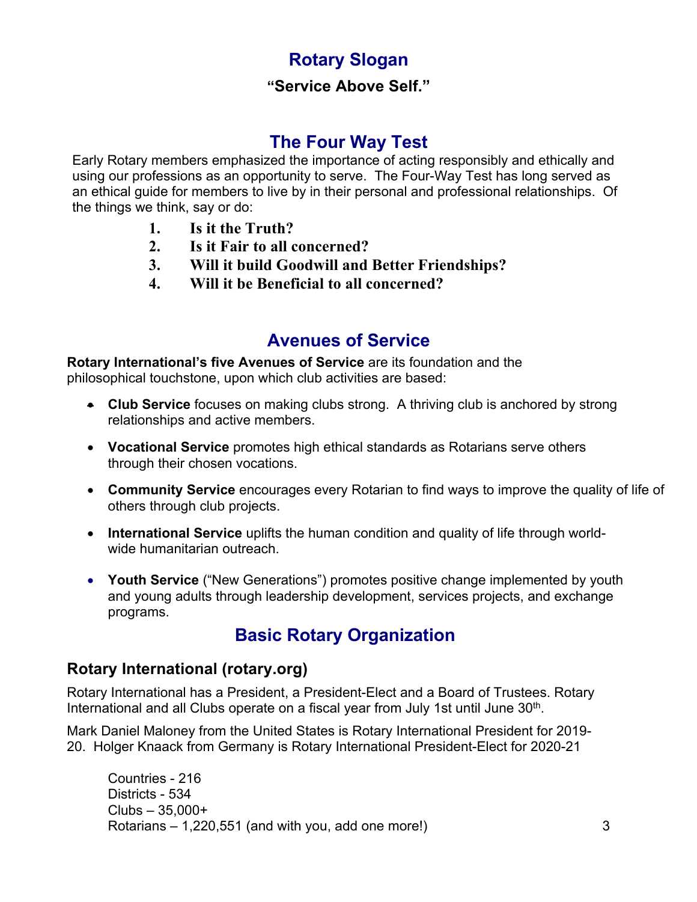## Rotary Slogan

**“Service Above Self.”**

## The Four Way Test

Early Rotary members emphasized the importance of acting responsibly and ethically and using our professions as an opportunity to serve. The Four-Way Test has long served as an ethical guide for members to live by in their personal and professional relationships. Of the things we think, say or do:

1. **Is it the Truth?**
2. **Is it Fair to all concerned?**
3. **Will it build Goodwill and Better Friendships?**
4. **Will it be Beneficial to all concerned?**

## Avenues of Service

**Rotary International’s five Avenues of Service** are its foundation and the philosophical touchstone, upon which club activities are based:

- **Club Service** focuses on making clubs strong. A thriving club is anchored by strong relationships and active members.
- **Vocational Service** promotes high ethical standards as Rotarians serve others through their chosen vocations.
- **Community Service** encourages every Rotarian to find ways to improve the quality of life of others through club projects.
- **International Service** uplifts the human condition and quality of life through world-wide humanitarian outreach.
- **Youth Service** (“New Generations”) promotes positive change implemented by youth and young adults through leadership development, services projects, and exchange programs.

## Basic Rotary Organization

### Rotary International (rotary.org)

Rotary International has a President, a President-Elect and a Board of Trustees. Rotary International and all Clubs operate on a fiscal year from July 1st until June 30th.

Mark Daniel Maloney from the United States is Rotary International President for 2019-20. Holger Knaack from Germany is Rotary International President-Elect for 2020-21

Countries - 216
Districts - 534
Clubs – 35,000+
Rotarians – 1,220,551 (and with you, add one more!)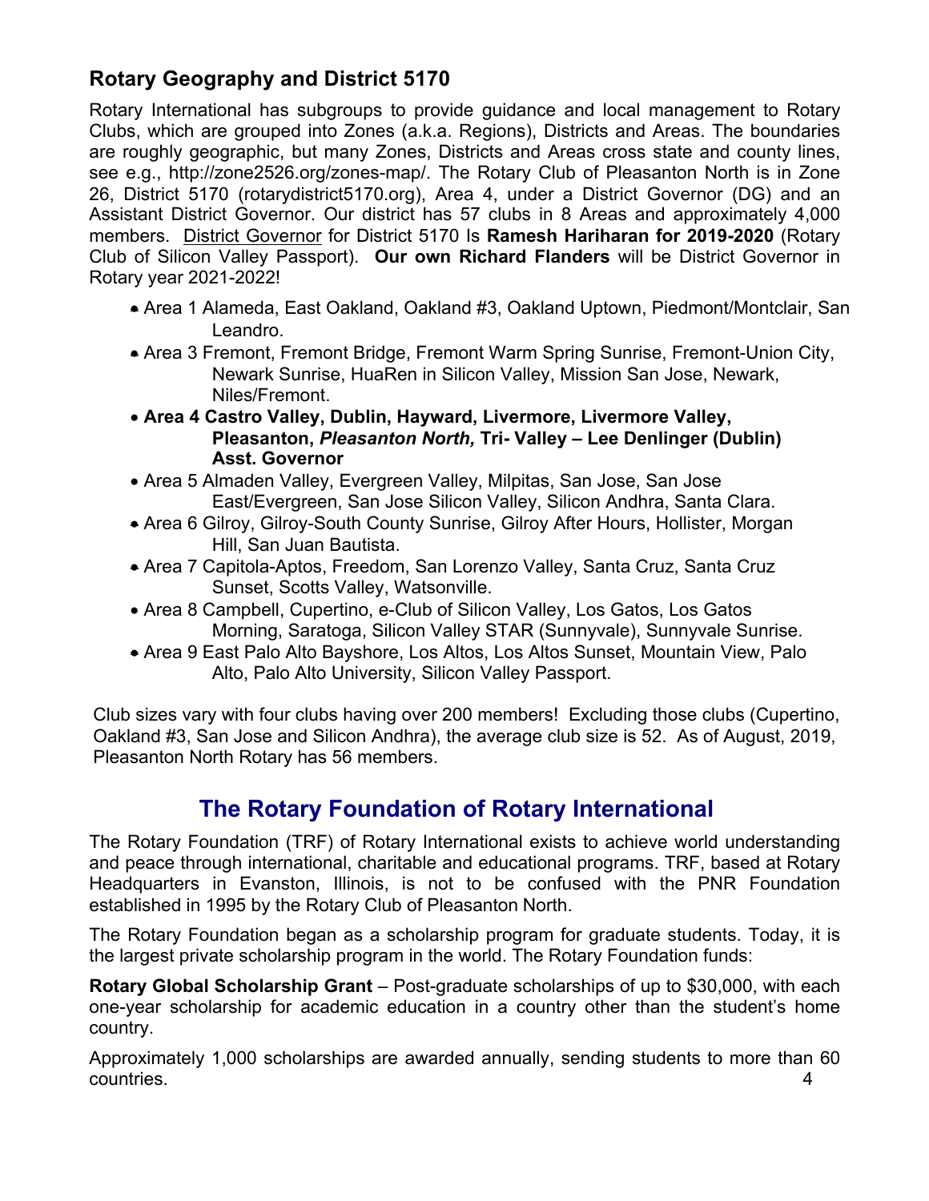## Rotary Geography and District 5170

Rotary International has subgroups to provide guidance and local management to Rotary Clubs, which are grouped into Zones (a.k.a. Regions), Districts and Areas. The boundaries are roughly geographic, but many Zones, Districts and Areas cross state and county lines, see e.g., http://zone2526.org/zones-map/. The Rotary Club of Pleasanton North is in Zone 26, District 5170 (rotarydistrict5170.org), Area 4, under a District Governor (DG) and an Assistant District Governor. Our district has 57 clubs in 8 Areas and approximately 4,000 members. District Governor for District 5170 Is **Ramesh Hariharan for 2019-2020** (Rotary Club of Silicon Valley Passport). **Our own Richard Flanders** will be District Governor in Rotary year 2021-2022!

- Area 1 Alameda, East Oakland, Oakland #3, Oakland Uptown, Piedmont/Montclair, San Leandro.
- Area 3 Fremont, Fremont Bridge, Fremont Warm Spring Sunrise, Fremont-Union City, Newark Sunrise, HuaRen in Silicon Valley, Mission San Jose, Newark, Niles/Fremont.
- **Area 4 Castro Valley, Dublin, Hayward, Livermore, Livermore Valley, Pleasanton, *Pleasanton North,* Tri- Valley – Lee Denlinger (Dublin) Asst. Governor**
- Area 5 Almaden Valley, Evergreen Valley, Milpitas, San Jose, San Jose East/Evergreen, San Jose Silicon Valley, Silicon Andhra, Santa Clara.
- Area 6 Gilroy, Gilroy-South County Sunrise, Gilroy After Hours, Hollister, Morgan Hill, San Juan Bautista.
- Area 7 Capitola-Aptos, Freedom, San Lorenzo Valley, Santa Cruz, Santa Cruz Sunset, Scotts Valley, Watsonville.
- Area 8 Campbell, Cupertino, e-Club of Silicon Valley, Los Gatos, Los Gatos Morning, Saratoga, Silicon Valley STAR (Sunnyvale), Sunnyvale Sunrise.
- Area 9 East Palo Alto Bayshore, Los Altos, Los Altos Sunset, Mountain View, Palo Alto, Palo Alto University, Silicon Valley Passport.

Club sizes vary with four clubs having over 200 members! Excluding those clubs (Cupertino, Oakland #3, San Jose and Silicon Andhra), the average club size is 52. As of August, 2019, Pleasanton North Rotary has 56 members.

## The Rotary Foundation of Rotary International

The Rotary Foundation (TRF) of Rotary International exists to achieve world understanding and peace through international, charitable and educational programs. TRF, based at Rotary Headquarters in Evanston, Illinois, is not to be confused with the PNR Foundation established in 1995 by the Rotary Club of Pleasanton North.

The Rotary Foundation began as a scholarship program for graduate students. Today, it is the largest private scholarship program in the world. The Rotary Foundation funds:

**Rotary Global Scholarship Grant** – Post-graduate scholarships of up to $30,000, with each one-year scholarship for academic education in a country other than the student's home country.

Approximately 1,000 scholarships are awarded annually, sending students to more than 60 countries.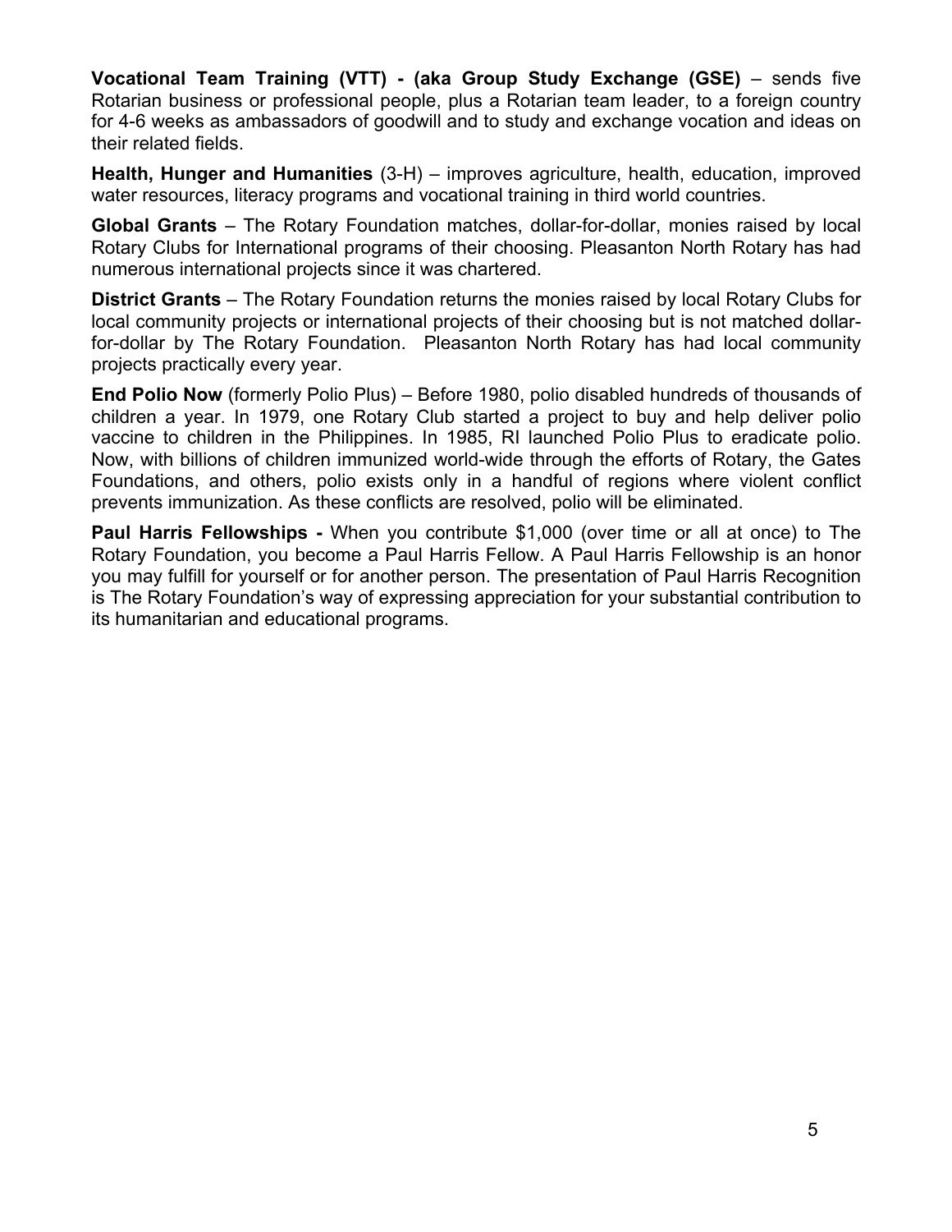**Vocational Team Training (VTT) - (aka Group Study Exchange (GSE)** – sends five Rotarian business or professional people, plus a Rotarian team leader, to a foreign country for 4-6 weeks as ambassadors of goodwill and to study and exchange vocation and ideas on their related fields.

**Health, Hunger and Humanities** (3-H) – improves agriculture, health, education, improved water resources, literacy programs and vocational training in third world countries.

**Global Grants** – The Rotary Foundation matches, dollar-for-dollar, monies raised by local Rotary Clubs for International programs of their choosing. Pleasanton North Rotary has had numerous international projects since it was chartered.

**District Grants** – The Rotary Foundation returns the monies raised by local Rotary Clubs for local community projects or international projects of their choosing but is not matched dollar-for-dollar by The Rotary Foundation. Pleasanton North Rotary has had local community projects practically every year.

**End Polio Now** (formerly Polio Plus) – Before 1980, polio disabled hundreds of thousands of children a year. In 1979, one Rotary Club started a project to buy and help deliver polio vaccine to children in the Philippines. In 1985, RI launched Polio Plus to eradicate polio. Now, with billions of children immunized world-wide through the efforts of Rotary, the Gates Foundations, and others, polio exists only in a handful of regions where violent conflict prevents immunization. As these conflicts are resolved, polio will be eliminated.

**Paul Harris Fellowships -** When you contribute $1,000 (over time or all at once) to The Rotary Foundation, you become a Paul Harris Fellow. A Paul Harris Fellowship is an honor you may fulfill for yourself or for another person. The presentation of Paul Harris Recognition is The Rotary Foundation's way of expressing appreciation for your substantial contribution to its humanitarian and educational programs.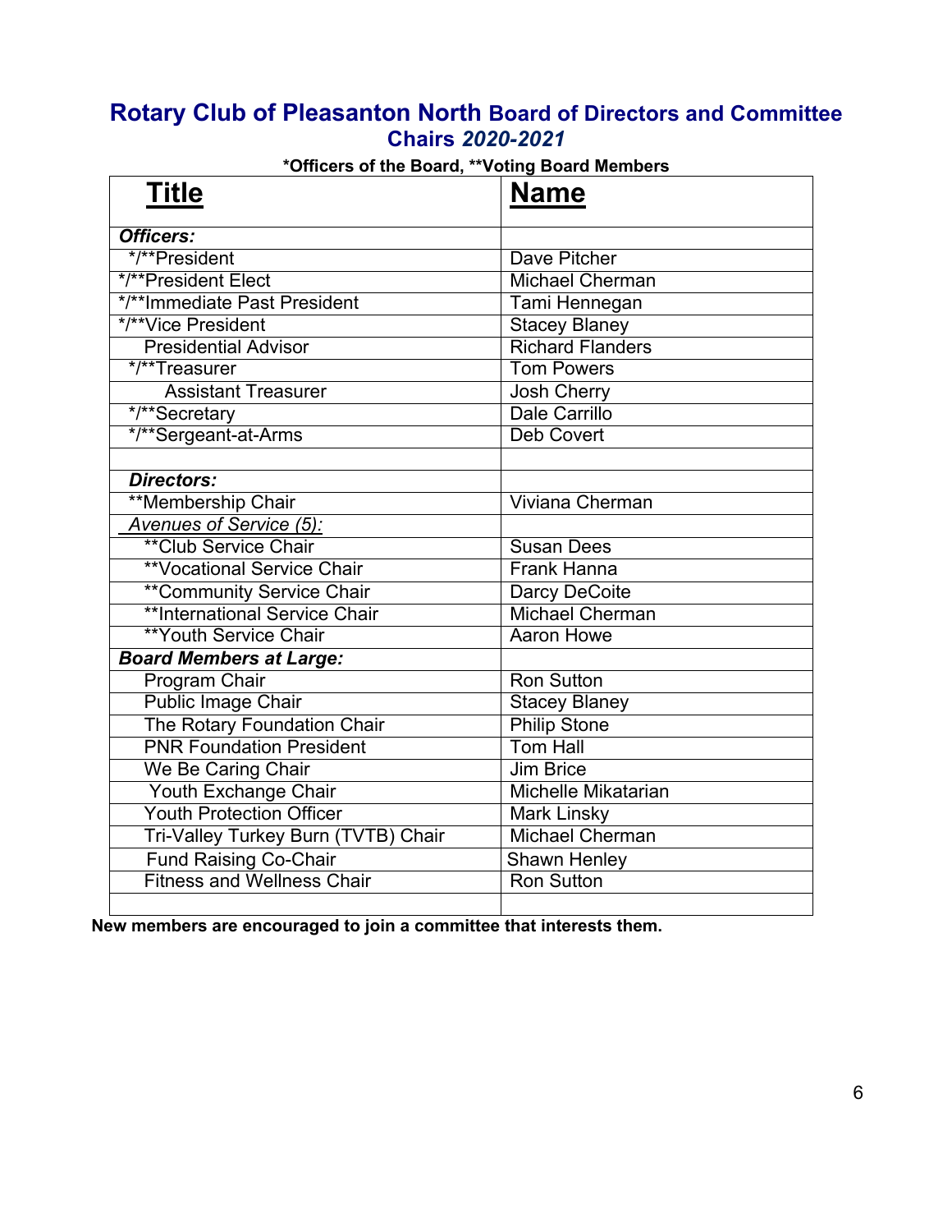# Rotary Club of Pleasanton North Board of Directors and Committee Chairs *2020-2021*

**\*Officers of the Board, \*\*Voting Board Members**

| **Title** | **Name** |
|---|---|
| ***Officers:*** | |
| */**President | Dave Pitcher |
| */**President Elect | Michael Cherman |
| */**Immediate Past President | Tami Hennegan |
| */**Vice President | Stacey Blaney |
| Presidential Advisor | Richard Flanders |
| */**Treasurer | Tom Powers |
| Assistant Treasurer | Josh Cherry |
| */**Secretary | Dale Carrillo |
| */**Sergeant-at-Arms | Deb Covert |
| | |
| ***Directors:*** | |
| **Membership Chair | Viviana Cherman |
| *Avenues of Service (5):* | |
| **Club Service Chair | Susan Dees |
| **Vocational Service Chair | Frank Hanna |
| **Community Service Chair | Darcy DeCoite |
| **International Service Chair | Michael Cherman |
| **Youth Service Chair | Aaron Howe |
| ***Board Members at Large:*** | |
| Program Chair | Ron Sutton |
| Public Image Chair | Stacey Blaney |
| The Rotary Foundation Chair | Philip Stone |
| PNR Foundation President | Tom Hall |
| We Be Caring Chair | Jim Brice |
| Youth Exchange Chair | Michelle Mikatarian |
| Youth Protection Officer | Mark Linsky |
| Tri-Valley Turkey Burn (TVTB) Chair | Michael Cherman |
| Fund Raising Co-Chair | Shawn Henley |
| Fitness and Wellness Chair | Ron Sutton |
| | |

**New members are encouraged to join a committee that interests them.**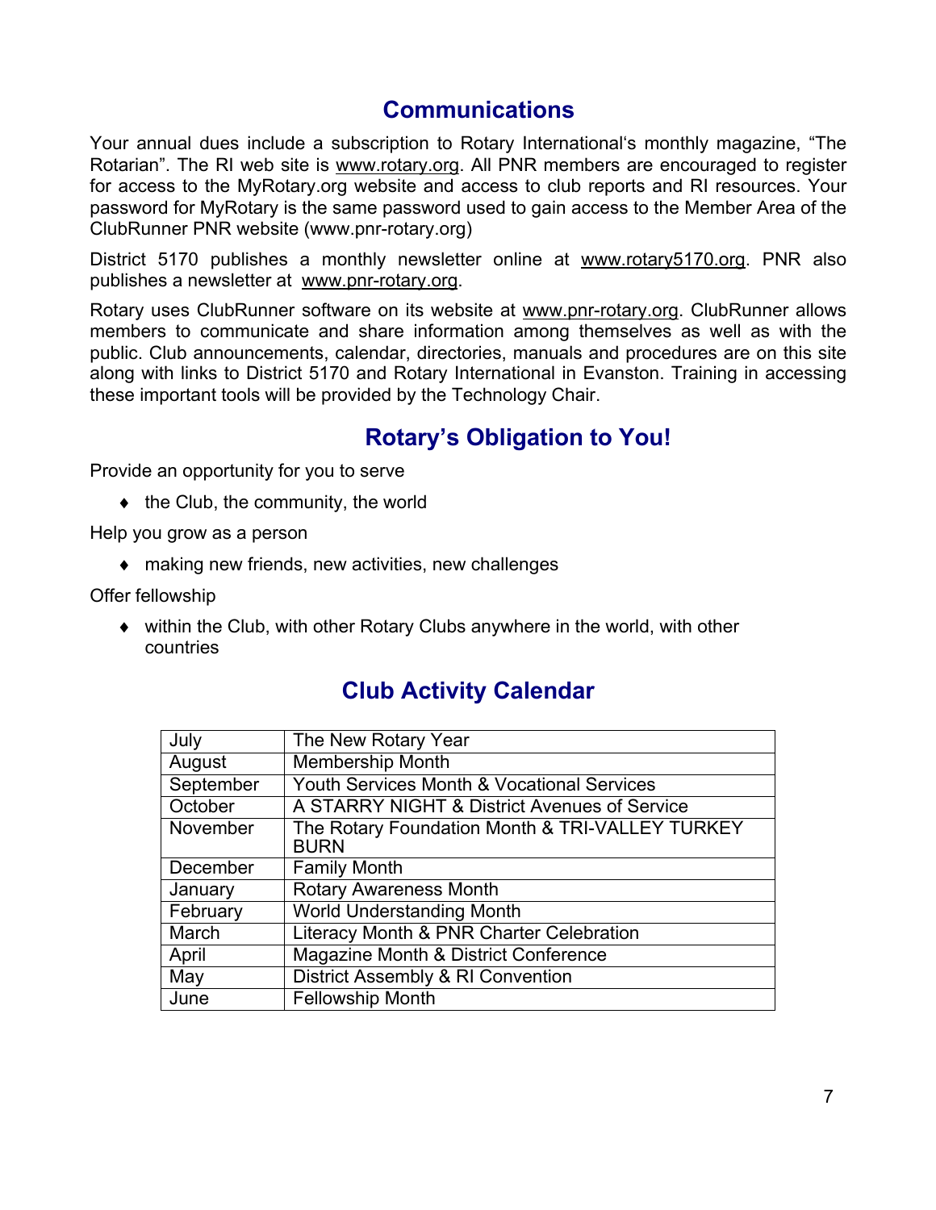## Communications

Your annual dues include a subscription to Rotary International's monthly magazine, "The Rotarian". The RI web site is www.rotary.org. All PNR members are encouraged to register for access to the MyRotary.org website and access to club reports and RI resources. Your password for MyRotary is the same password used to gain access to the Member Area of the ClubRunner PNR website (www.pnr-rotary.org)

District 5170 publishes a monthly newsletter online at www.rotary5170.org. PNR also publishes a newsletter at www.pnr-rotary.org.

Rotary uses ClubRunner software on its website at www.pnr-rotary.org. ClubRunner allows members to communicate and share information among themselves as well as with the public. Club announcements, calendar, directories, manuals and procedures are on this site along with links to District 5170 and Rotary International in Evanston. Training in accessing these important tools will be provided by the Technology Chair.

## Rotary's Obligation to You!

Provide an opportunity for you to serve

- the Club, the community, the world

Help you grow as a person

- making new friends, new activities, new challenges

Offer fellowship

- within the Club, with other Rotary Clubs anywhere in the world, with other countries

## Club Activity Calendar

| Month | Activity |
|---|---|
| July | The New Rotary Year |
| August | Membership Month |
| September | Youth Services Month & Vocational Services |
| October | A STARRY NIGHT & District Avenues of Service |
| November | The Rotary Foundation Month & TRI-VALLEY TURKEY BURN |
| December | Family Month |
| January | Rotary Awareness Month |
| February | World Understanding Month |
| March | Literacy Month & PNR Charter Celebration |
| April | Magazine Month & District Conference |
| May | District Assembly & RI Convention |
| June | Fellowship Month |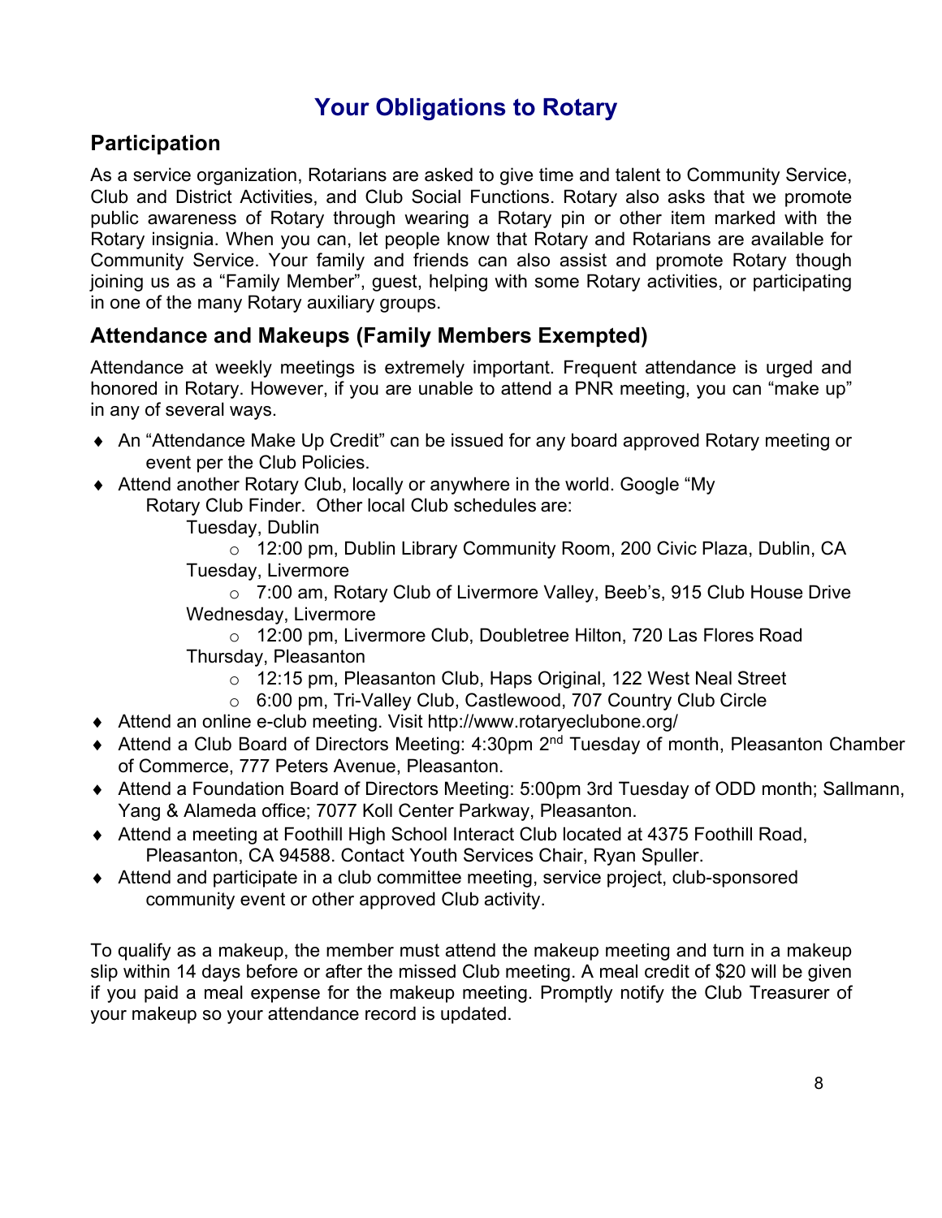# Your Obligations to Rotary

## Participation

As a service organization, Rotarians are asked to give time and talent to Community Service, Club and District Activities, and Club Social Functions. Rotary also asks that we promote public awareness of Rotary through wearing a Rotary pin or other item marked with the Rotary insignia. When you can, let people know that Rotary and Rotarians are available for Community Service. Your family and friends can also assist and promote Rotary though joining us as a "Family Member", guest, helping with some Rotary activities, or participating in one of the many Rotary auxiliary groups.

## Attendance and Makeups (Family Members Exempted)

Attendance at weekly meetings is extremely important. Frequent attendance is urged and honored in Rotary. However, if you are unable to attend a PNR meeting, you can "make up" in any of several ways.

- An "Attendance Make Up Credit" can be issued for any board approved Rotary meeting or event per the Club Policies.
- Attend another Rotary Club, locally or anywhere in the world. Google "My Rotary Club Finder. Other local Club schedules are:
  - Tuesday, Dublin
    - 12:00 pm, Dublin Library Community Room, 200 Civic Plaza, Dublin, CA
  - Tuesday, Livermore
    - 7:00 am, Rotary Club of Livermore Valley, Beeb's, 915 Club House Drive
  - Wednesday, Livermore
    - 12:00 pm, Livermore Club, Doubletree Hilton, 720 Las Flores Road
  - Thursday, Pleasanton
    - 12:15 pm, Pleasanton Club, Haps Original, 122 West Neal Street
    - 6:00 pm, Tri-Valley Club, Castlewood, 707 Country Club Circle
- Attend an online e-club meeting. Visit http://www.rotaryeclubone.org/
- Attend a Club Board of Directors Meeting: 4:30pm 2nd Tuesday of month, Pleasanton Chamber of Commerce, 777 Peters Avenue, Pleasanton.
- Attend a Foundation Board of Directors Meeting: 5:00pm 3rd Tuesday of ODD month; Sallmann, Yang & Alameda office; 7077 Koll Center Parkway, Pleasanton.
- Attend a meeting at Foothill High School Interact Club located at 4375 Foothill Road, Pleasanton, CA 94588. Contact Youth Services Chair, Ryan Spuller.
- Attend and participate in a club committee meeting, service project, club-sponsored community event or other approved Club activity.

To qualify as a makeup, the member must attend the makeup meeting and turn in a makeup slip within 14 days before or after the missed Club meeting. A meal credit of $20 will be given if you paid a meal expense for the makeup meeting. Promptly notify the Club Treasurer of your makeup so your attendance record is updated.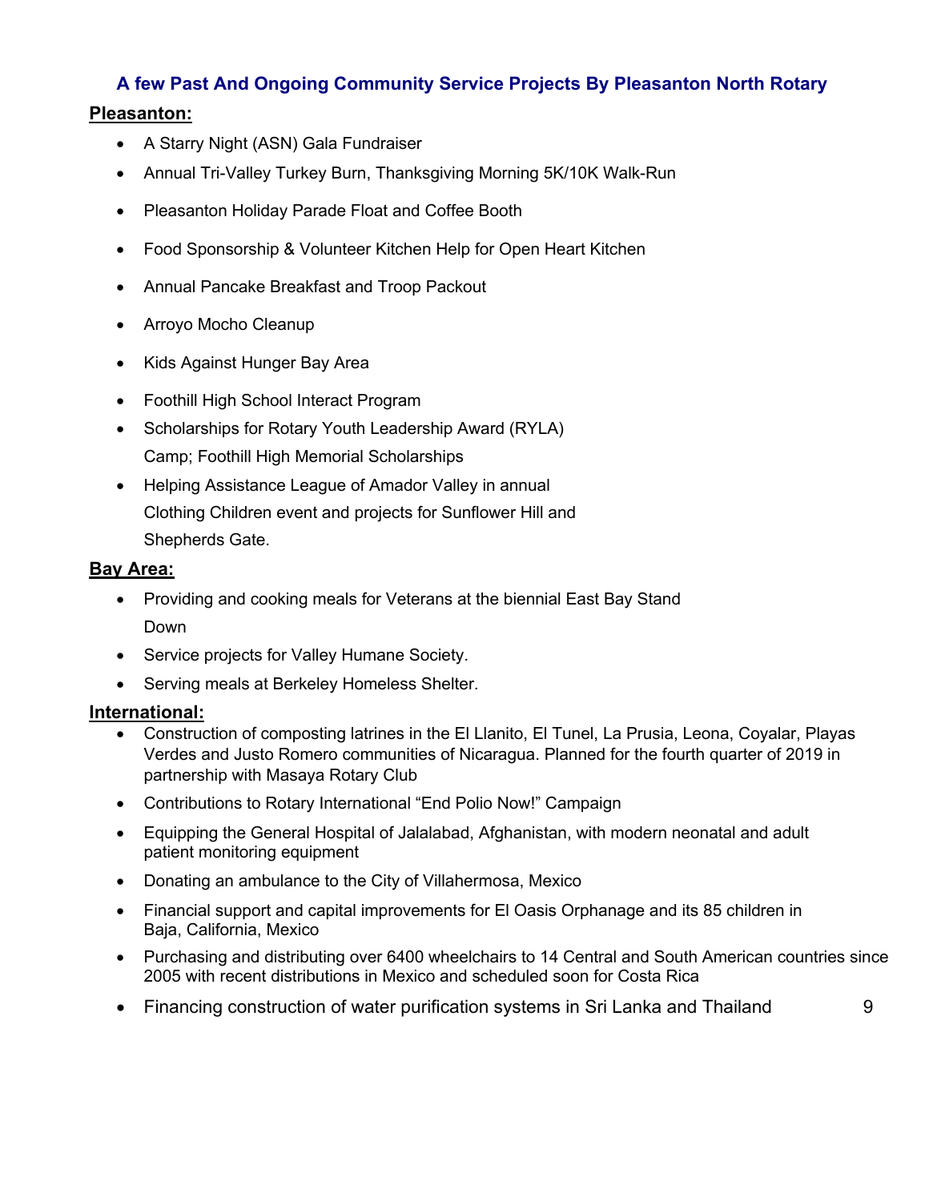## A few Past And Ongoing Community Service Projects By Pleasanton North Rotary

### Pleasanton:

- A Starry Night (ASN) Gala Fundraiser
- Annual Tri-Valley Turkey Burn, Thanksgiving Morning 5K/10K Walk-Run
- Pleasanton Holiday Parade Float and Coffee Booth
- Food Sponsorship & Volunteer Kitchen Help for Open Heart Kitchen
- Annual Pancake Breakfast and Troop Packout
- Arroyo Mocho Cleanup
- Kids Against Hunger Bay Area
- Foothill High School Interact Program
- Scholarships for Rotary Youth Leadership Award (RYLA) Camp; Foothill High Memorial Scholarships
- Helping Assistance League of Amador Valley in annual Clothing Children event and projects for Sunflower Hill and Shepherds Gate.

### Bay Area:

- Providing and cooking meals for Veterans at the biennial East Bay Stand Down
- Service projects for Valley Humane Society.
- Serving meals at Berkeley Homeless Shelter.

### International:

- Construction of composting latrines in the El Llanito, El Tunel, La Prusia, Leona, Coyalar, Playas Verdes and Justo Romero communities of Nicaragua. Planned for the fourth quarter of 2019 in partnership with Masaya Rotary Club
- Contributions to Rotary International “End Polio Now!” Campaign
- Equipping the General Hospital of Jalalabad, Afghanistan, with modern neonatal and adult patient monitoring equipment
- Donating an ambulance to the City of Villahermosa, Mexico
- Financial support and capital improvements for El Oasis Orphanage and its 85 children in Baja, California, Mexico
- Purchasing and distributing over 6400 wheelchairs to 14 Central and South American countries since 2005 with recent distributions in Mexico and scheduled soon for Costa Rica
- Financing construction of water purification systems in Sri Lanka and Thailand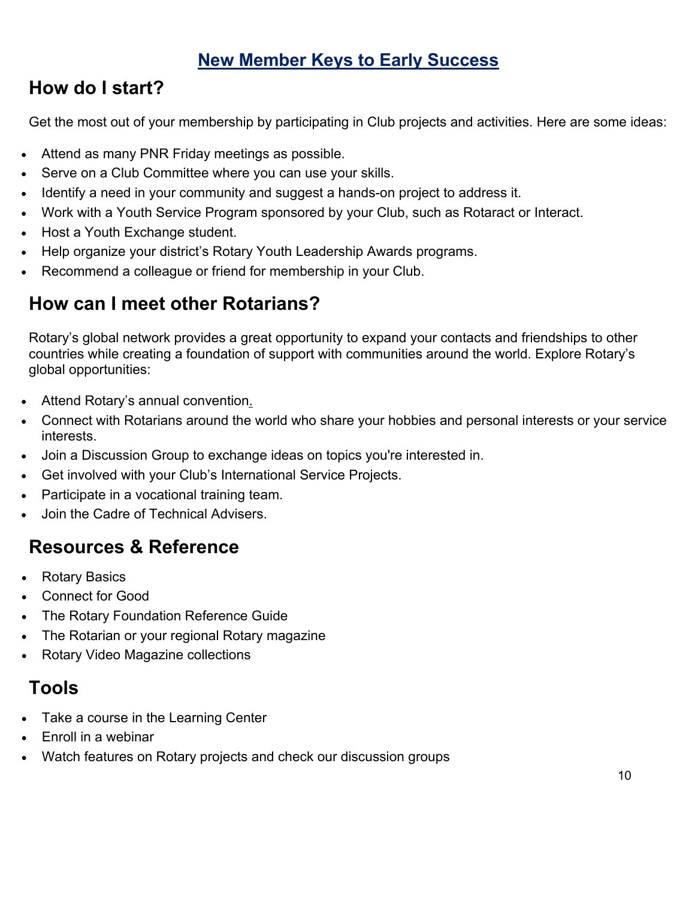# New Member Keys to Early Success

## How do I start?

Get the most out of your membership by participating in Club projects and activities. Here are some ideas:

- Attend as many PNR Friday meetings as possible.
- Serve on a Club Committee where you can use your skills.
- Identify a need in your community and suggest a hands-on project to address it.
- Work with a Youth Service Program sponsored by your Club, such as Rotaract or Interact.
- Host a Youth Exchange student.
- Help organize your district's Rotary Youth Leadership Awards programs.
- Recommend a colleague or friend for membership in your Club.

## How can I meet other Rotarians?

Rotary's global network provides a great opportunity to expand your contacts and friendships to other countries while creating a foundation of support with communities around the world. Explore Rotary's global opportunities:

- Attend Rotary's annual convention.
- Connect with Rotarians around the world who share your hobbies and personal interests or your service interests.
- Join a Discussion Group to exchange ideas on topics you're interested in.
- Get involved with your Club's International Service Projects.
- Participate in a vocational training team.
- Join the Cadre of Technical Advisers.

## Resources & Reference

- Rotary Basics
- Connect for Good
- The Rotary Foundation Reference Guide
- The Rotarian or your regional Rotary magazine
- Rotary Video Magazine collections

## Tools

- Take a course in the Learning Center
- Enroll in a webinar
- Watch features on Rotary projects and check our discussion groups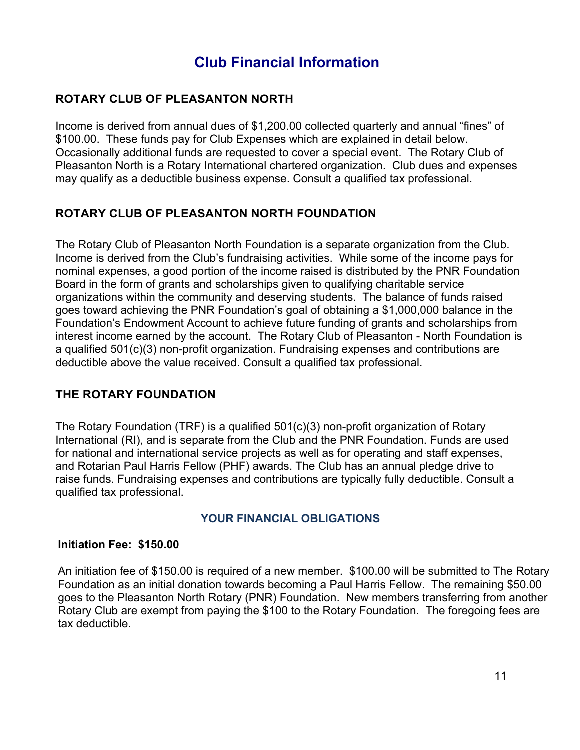# Club Financial Information

## ROTARY CLUB OF PLEASANTON NORTH

Income is derived from annual dues of $1,200.00 collected quarterly and annual "fines" of $100.00. These funds pay for Club Expenses which are explained in detail below. Occasionally additional funds are requested to cover a special event. The Rotary Club of Pleasanton North is a Rotary International chartered organization. Club dues and expenses may qualify as a deductible business expense. Consult a qualified tax professional.

## ROTARY CLUB OF PLEASANTON NORTH FOUNDATION

The Rotary Club of Pleasanton North Foundation is a separate organization from the Club. Income is derived from the Club's fundraising activities. While some of the income pays for nominal expenses, a good portion of the income raised is distributed by the PNR Foundation Board in the form of grants and scholarships given to qualifying charitable service organizations within the community and deserving students. The balance of funds raised goes toward achieving the PNR Foundation's goal of obtaining a $1,000,000 balance in the Foundation's Endowment Account to achieve future funding of grants and scholarships from interest income earned by the account. The Rotary Club of Pleasanton - North Foundation is a qualified 501(c)(3) non-profit organization. Fundraising expenses and contributions are deductible above the value received. Consult a qualified tax professional.

## THE ROTARY FOUNDATION

The Rotary Foundation (TRF) is a qualified 501(c)(3) non-profit organization of Rotary International (RI), and is separate from the Club and the PNR Foundation. Funds are used for national and international service projects as well as for operating and staff expenses, and Rotarian Paul Harris Fellow (PHF) awards. The Club has an annual pledge drive to raise funds. Fundraising expenses and contributions are typically fully deductible. Consult a qualified tax professional.

## YOUR FINANCIAL OBLIGATIONS

### Initiation Fee: $150.00

An initiation fee of $150.00 is required of a new member. $100.00 will be submitted to The Rotary Foundation as an initial donation towards becoming a Paul Harris Fellow. The remaining $50.00 goes to the Pleasanton North Rotary (PNR) Foundation. New members transferring from another Rotary Club are exempt from paying the $100 to the Rotary Foundation. The foregoing fees are tax deductible.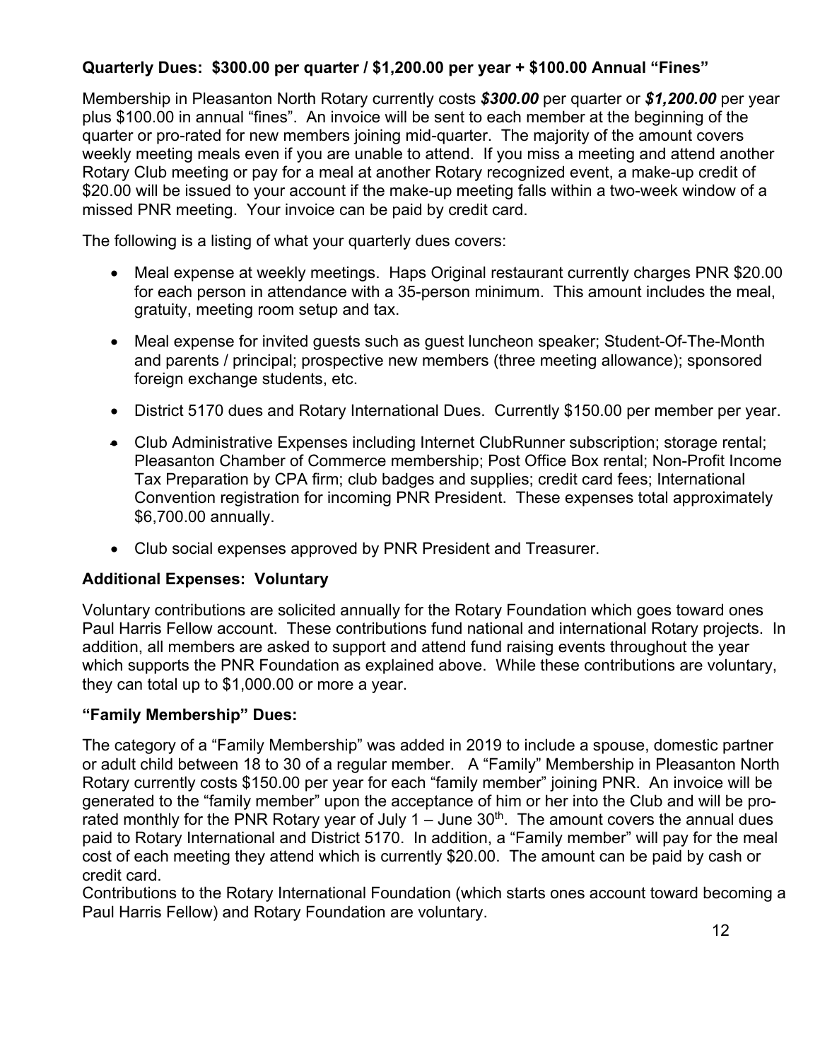**Quarterly Dues: $300.00 per quarter / $1,200.00 per year + $100.00 Annual "Fines"**

Membership in Pleasanton North Rotary currently costs ***$300.00*** per quarter or ***$1,200.00*** per year plus $100.00 in annual "fines". An invoice will be sent to each member at the beginning of the quarter or pro-rated for new members joining mid-quarter. The majority of the amount covers weekly meeting meals even if you are unable to attend. If you miss a meeting and attend another Rotary Club meeting or pay for a meal at another Rotary recognized event, a make-up credit of $20.00 will be issued to your account if the make-up meeting falls within a two-week window of a missed PNR meeting. Your invoice can be paid by credit card.

The following is a listing of what your quarterly dues covers:

- Meal expense at weekly meetings. Haps Original restaurant currently charges PNR $20.00 for each person in attendance with a 35-person minimum. This amount includes the meal, gratuity, meeting room setup and tax.
- Meal expense for invited guests such as guest luncheon speaker; Student-Of-The-Month and parents / principal; prospective new members (three meeting allowance); sponsored foreign exchange students, etc.
- District 5170 dues and Rotary International Dues. Currently $150.00 per member per year.
- Club Administrative Expenses including Internet ClubRunner subscription; storage rental; Pleasanton Chamber of Commerce membership; Post Office Box rental; Non-Profit Income Tax Preparation by CPA firm; club badges and supplies; credit card fees; International Convention registration for incoming PNR President. These expenses total approximately $6,700.00 annually.
- Club social expenses approved by PNR President and Treasurer.

**Additional Expenses: Voluntary**

Voluntary contributions are solicited annually for the Rotary Foundation which goes toward ones Paul Harris Fellow account. These contributions fund national and international Rotary projects. In addition, all members are asked to support and attend fund raising events throughout the year which supports the PNR Foundation as explained above. While these contributions are voluntary, they can total up to $1,000.00 or more a year.

**"Family Membership" Dues:**

The category of a "Family Membership" was added in 2019 to include a spouse, domestic partner or adult child between 18 to 30 of a regular member. A "Family" Membership in Pleasanton North Rotary currently costs $150.00 per year for each "family member" joining PNR. An invoice will be generated to the "family member" upon the acceptance of him or her into the Club and will be pro-rated monthly for the PNR Rotary year of July 1 – June 30th. The amount covers the annual dues paid to Rotary International and District 5170. In addition, a "Family member" will pay for the meal cost of each meeting they attend which is currently $20.00. The amount can be paid by cash or credit card.

Contributions to the Rotary International Foundation (which starts ones account toward becoming a Paul Harris Fellow) and Rotary Foundation are voluntary.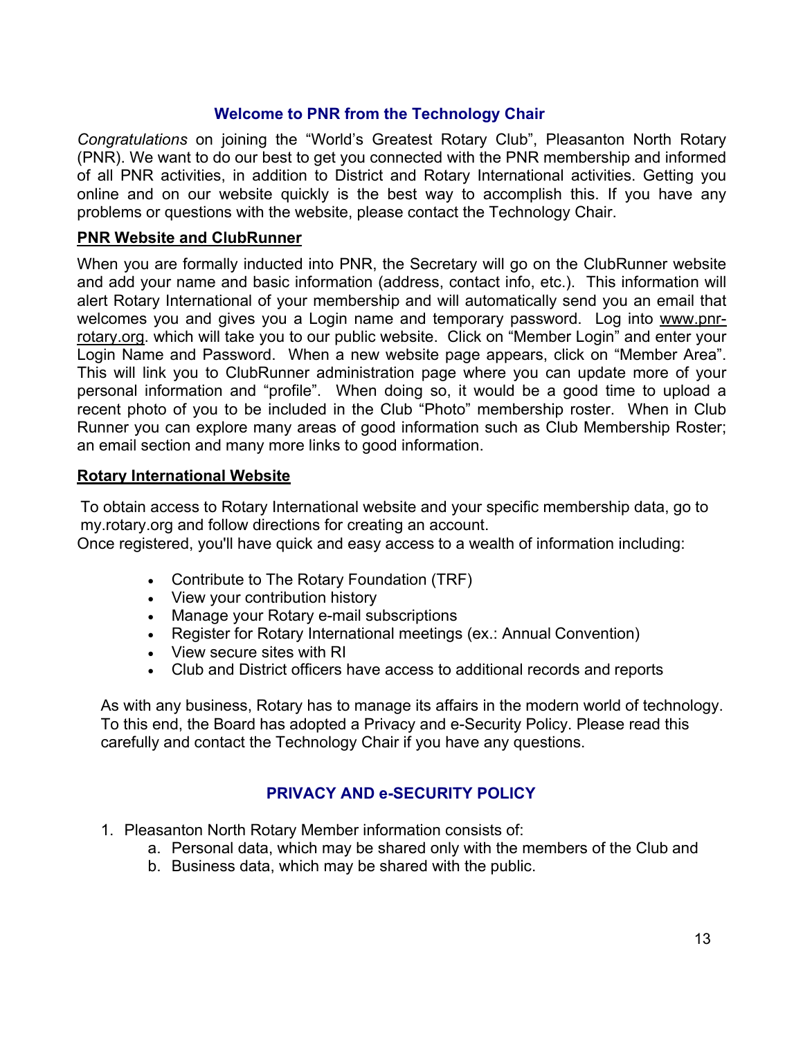## Welcome to PNR from the Technology Chair

*Congratulations* on joining the "World's Greatest Rotary Club", Pleasanton North Rotary (PNR). We want to do our best to get you connected with the PNR membership and informed of all PNR activities, in addition to District and Rotary International activities. Getting you online and on our website quickly is the best way to accomplish this. If you have any problems or questions with the website, please contact the Technology Chair.

### PNR Website and ClubRunner

When you are formally inducted into PNR, the Secretary will go on the ClubRunner website and add your name and basic information (address, contact info, etc.). This information will alert Rotary International of your membership and will automatically send you an email that welcomes you and gives you a Login name and temporary password. Log into www.pnr-rotary.org. which will take you to our public website. Click on "Member Login" and enter your Login Name and Password. When a new website page appears, click on "Member Area". This will link you to ClubRunner administration page where you can update more of your personal information and "profile". When doing so, it would be a good time to upload a recent photo of you to be included in the Club "Photo" membership roster. When in Club Runner you can explore many areas of good information such as Club Membership Roster; an email section and many more links to good information.

### Rotary International Website

To obtain access to Rotary International website and your specific membership data, go to my.rotary.org and follow directions for creating an account.

Once registered, you'll have quick and easy access to a wealth of information including:

- Contribute to The Rotary Foundation (TRF)
- View your contribution history
- Manage your Rotary e-mail subscriptions
- Register for Rotary International meetings (ex.: Annual Convention)
- View secure sites with RI
- Club and District officers have access to additional records and reports

As with any business, Rotary has to manage its affairs in the modern world of technology. To this end, the Board has adopted a Privacy and e-Security Policy. Please read this carefully and contact the Technology Chair if you have any questions.

## PRIVACY AND e-SECURITY POLICY

1. Pleasanton North Rotary Member information consists of:
   a. Personal data, which may be shared only with the members of the Club and
   b. Business data, which may be shared with the public.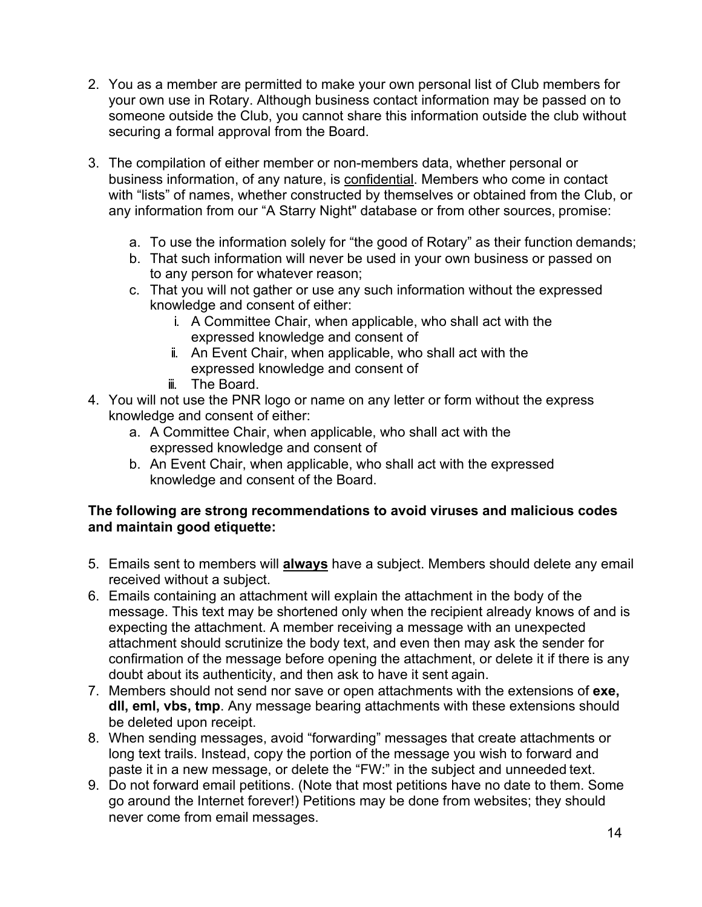2. You as a member are permitted to make your own personal list of Club members for your own use in Rotary. Although business contact information may be passed on to someone outside the Club, you cannot share this information outside the club without securing a formal approval from the Board.

3. The compilation of either member or non-members data, whether personal or business information, of any nature, is <u>confidential</u>. Members who come in contact with "lists" of names, whether constructed by themselves or obtained from the Club, or any information from our "A Starry Night" database or from other sources, promise:

    a. To use the information solely for "the good of Rotary" as their function demands;
    b. That such information will never be used in your own business or passed on to any person for whatever reason;
    c. That you will not gather or use any such information without the expressed knowledge and consent of either:
        i. A Committee Chair, when applicable, who shall act with the expressed knowledge and consent of
        ii. An Event Chair, when applicable, who shall act with the expressed knowledge and consent of
        iii. The Board.

4. You will not use the PNR logo or name on any letter or form without the express knowledge and consent of either:
    a. A Committee Chair, when applicable, who shall act with the expressed knowledge and consent of
    b. An Event Chair, when applicable, who shall act with the expressed knowledge and consent of the Board.

**The following are strong recommendations to avoid viruses and malicious codes and maintain good etiquette:**

5. Emails sent to members will **<u>always</u>** have a subject. Members should delete any email received without a subject.
6. Emails containing an attachment will explain the attachment in the body of the message. This text may be shortened only when the recipient already knows of and is expecting the attachment. A member receiving a message with an unexpected attachment should scrutinize the body text, and even then may ask the sender for confirmation of the message before opening the attachment, or delete it if there is any doubt about its authenticity, and then ask to have it sent again.
7. Members should not send nor save or open attachments with the extensions of **exe, dll, eml, vbs, tmp**. Any message bearing attachments with these extensions should be deleted upon receipt.
8. When sending messages, avoid "forwarding" messages that create attachments or long text trails. Instead, copy the portion of the message you wish to forward and paste it in a new message, or delete the "FW:" in the subject and unneeded text.
9. Do not forward email petitions. (Note that most petitions have no date to them. Some go around the Internet forever!) Petitions may be done from websites; they should never come from email messages.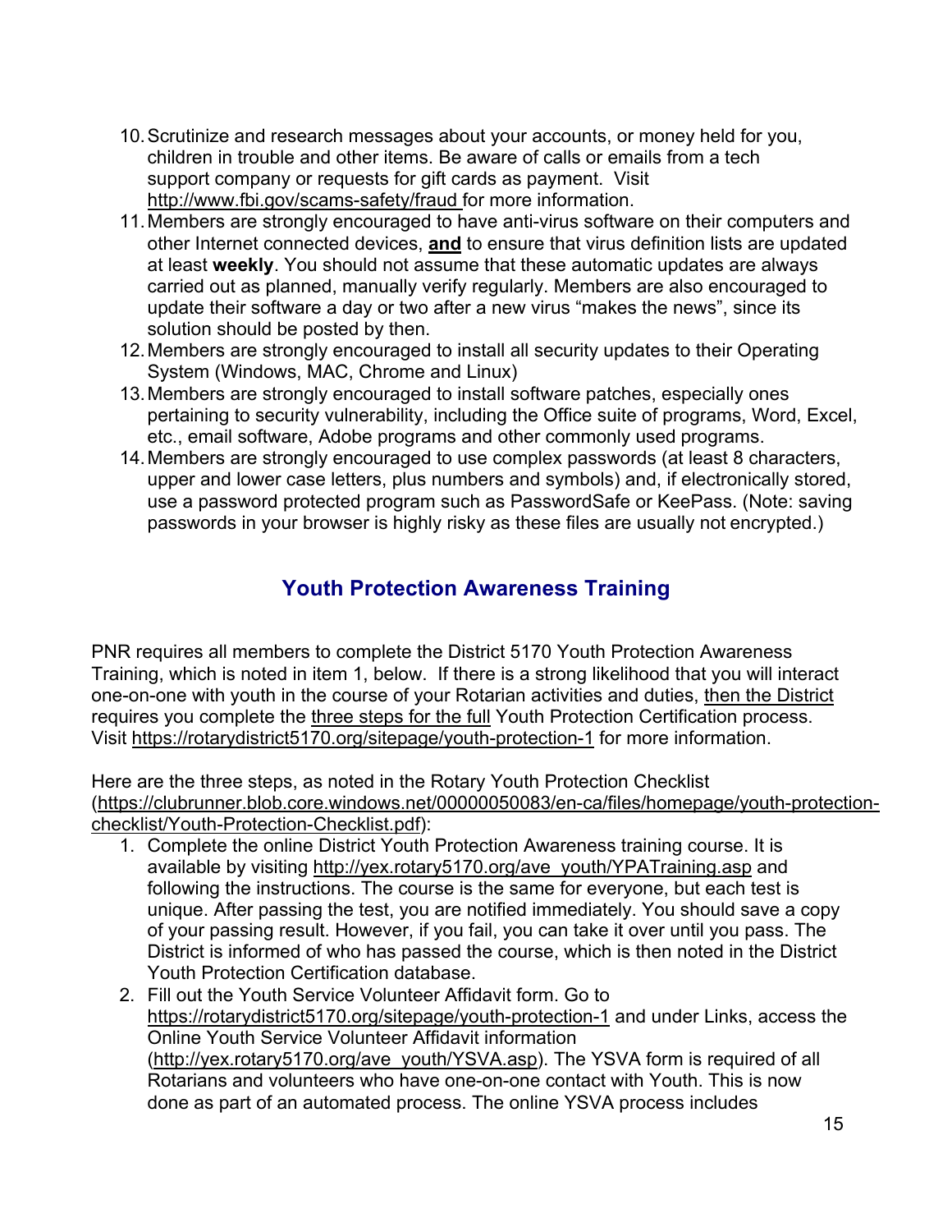10. Scrutinize and research messages about your accounts, or money held for you, children in trouble and other items. Be aware of calls or emails from a tech support company or requests for gift cards as payment. Visit http://www.fbi.gov/scams-safety/fraud for more information.
11. Members are strongly encouraged to have anti-virus software on their computers and other Internet connected devices, **and** to ensure that virus definition lists are updated at least **weekly**. You should not assume that these automatic updates are always carried out as planned, manually verify regularly. Members are also encouraged to update their software a day or two after a new virus "makes the news", since its solution should be posted by then.
12. Members are strongly encouraged to install all security updates to their Operating System (Windows, MAC, Chrome and Linux)
13. Members are strongly encouraged to install software patches, especially ones pertaining to security vulnerability, including the Office suite of programs, Word, Excel, etc., email software, Adobe programs and other commonly used programs.
14. Members are strongly encouraged to use complex passwords (at least 8 characters, upper and lower case letters, plus numbers and symbols) and, if electronically stored, use a password protected program such as PasswordSafe or KeePass. (Note: saving passwords in your browser is highly risky as these files are usually not encrypted.)

## Youth Protection Awareness Training

PNR requires all members to complete the District 5170 Youth Protection Awareness Training, which is noted in item 1, below. If there is a strong likelihood that you will interact one-on-one with youth in the course of your Rotarian activities and duties, then the District requires you complete the three steps for the full Youth Protection Certification process. Visit https://rotarydistrict5170.org/sitepage/youth-protection-1 for more information.

Here are the three steps, as noted in the Rotary Youth Protection Checklist (https://clubrunner.blob.core.windows.net/00000050083/en-ca/files/homepage/youth-protection-checklist/Youth-Protection-Checklist.pdf):

1. Complete the online District Youth Protection Awareness training course. It is available by visiting http://yex.rotary5170.org/ave_youth/YPATraining.asp and following the instructions. The course is the same for everyone, but each test is unique. After passing the test, you are notified immediately. You should save a copy of your passing result. However, if you fail, you can take it over until you pass. The District is informed of who has passed the course, which is then noted in the District Youth Protection Certification database.
2. Fill out the Youth Service Volunteer Affidavit form. Go to https://rotarydistrict5170.org/sitepage/youth-protection-1 and under Links, access the Online Youth Service Volunteer Affidavit information (http://yex.rotary5170.org/ave_youth/YSVA.asp). The YSVA form is required of all Rotarians and volunteers who have one-on-one contact with Youth. This is now done as part of an automated process. The online YSVA process includes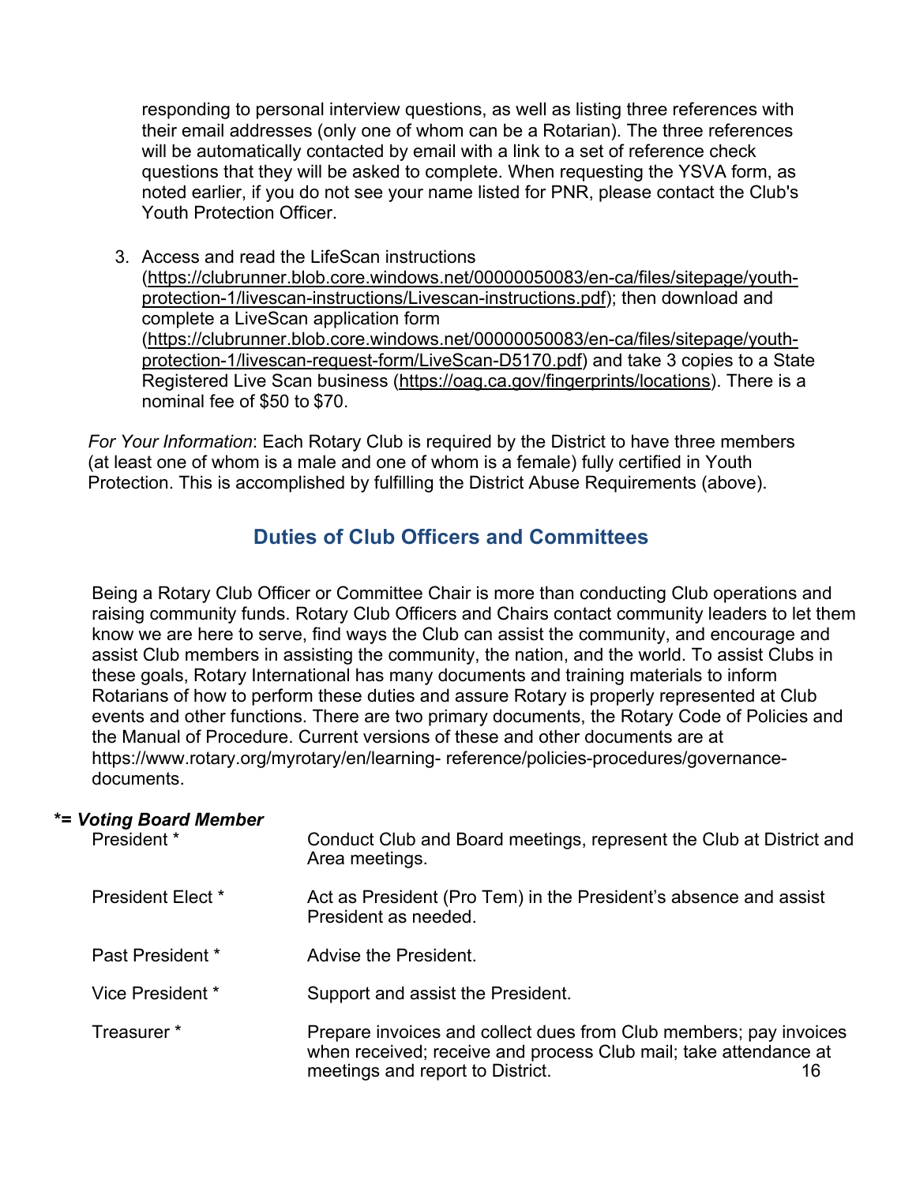responding to personal interview questions, as well as listing three references with their email addresses (only one of whom can be a Rotarian). The three references will be automatically contacted by email with a link to a set of reference check questions that they will be asked to complete. When requesting the YSVA form, as noted earlier, if you do not see your name listed for PNR, please contact the Club's Youth Protection Officer.

3. Access and read the LifeScan instructions (https://clubrunner.blob.core.windows.net/00000050083/en-ca/files/sitepage/youth-protection-1/livescan-instructions/Livescan-instructions.pdf); then download and complete a LiveScan application form (https://clubrunner.blob.core.windows.net/00000050083/en-ca/files/sitepage/youth-protection-1/livescan-request-form/LiveScan-D5170.pdf) and take 3 copies to a State Registered Live Scan business (https://oag.ca.gov/fingerprints/locations). There is a nominal fee of $50 to $70.

*For Your Information*: Each Rotary Club is required by the District to have three members (at least one of whom is a male and one of whom is a female) fully certified in Youth Protection. This is accomplished by fulfilling the District Abuse Requirements (above).

## Duties of Club Officers and Committees

Being a Rotary Club Officer or Committee Chair is more than conducting Club operations and raising community funds. Rotary Club Officers and Chairs contact community leaders to let them know we are here to serve, find ways the Club can assist the community, and encourage and assist Club members in assisting the community, the nation, and the world. To assist Clubs in these goals, Rotary International has many documents and training materials to inform Rotarians of how to perform these duties and assure Rotary is properly represented at Club events and other functions. There are two primary documents, the Rotary Code of Policies and the Manual of Procedure. Current versions of these and other documents are at https://www.rotary.org/myrotary/en/learning- reference/policies-procedures/governance-documents.

***= Voting Board Member***

| | |
|---|---|
| President * | Conduct Club and Board meetings, represent the Club at District and Area meetings. |
| President Elect * | Act as President (Pro Tem) in the President's absence and assist President as needed. |
| Past President * | Advise the President. |
| Vice President * | Support and assist the President. |
| Treasurer * | Prepare invoices and collect dues from Club members; pay invoices when received; receive and process Club mail; take attendance at meetings and report to District. |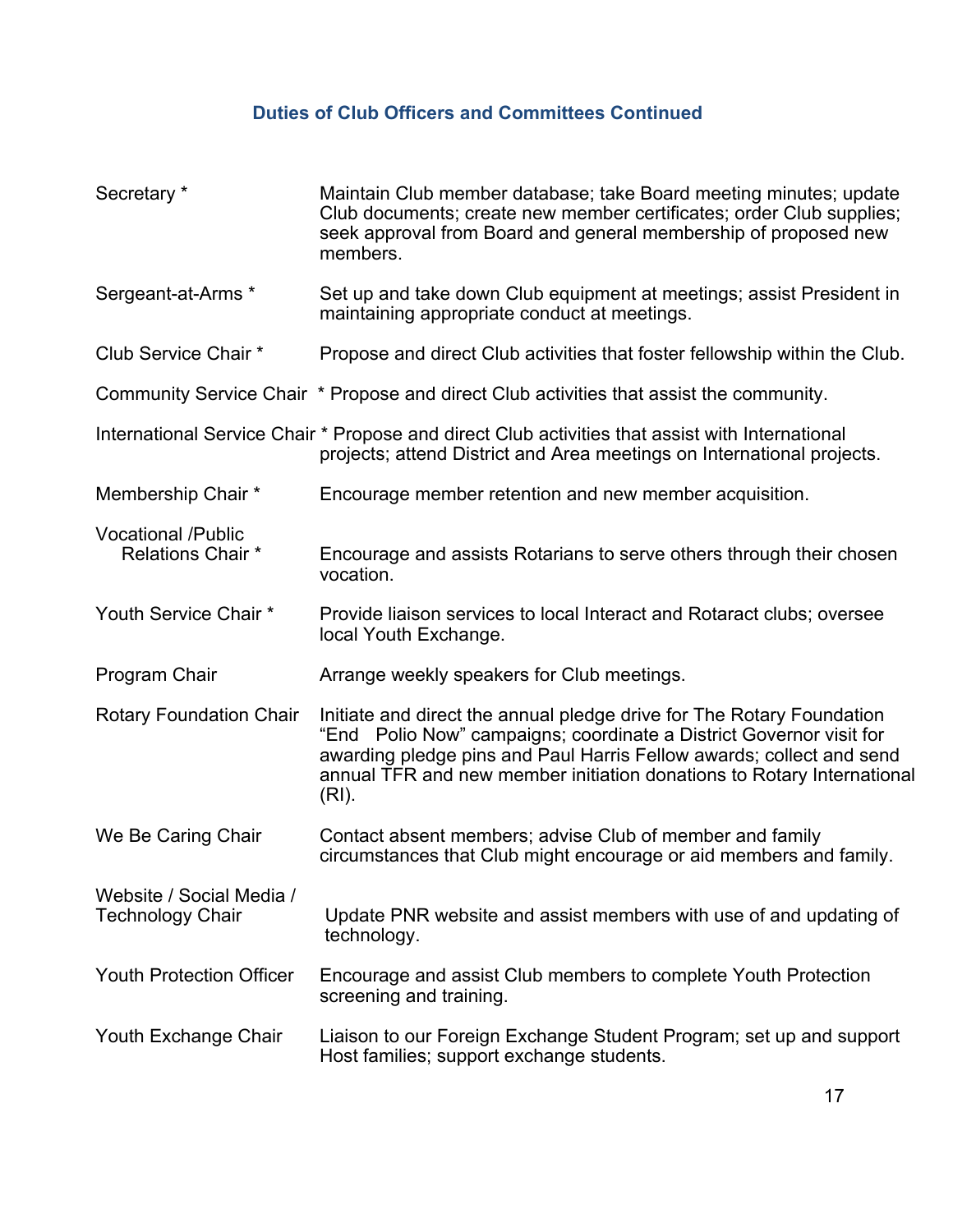### Duties of Club Officers and Committees Continued

| | |
|---|---|
| Secretary * | Maintain Club member database; take Board meeting minutes; update Club documents; create new member certificates; order Club supplies; seek approval from Board and general membership of proposed new members. |
| Sergeant-at-Arms * | Set up and take down Club equipment at meetings; assist President in maintaining appropriate conduct at meetings. |
| Club Service Chair * | Propose and direct Club activities that foster fellowship within the Club. |
| Community Service Chair * | Propose and direct Club activities that assist the community. |
| International Service Chair * | Propose and direct Club activities that assist with International projects; attend District and Area meetings on International projects. |
| Membership Chair * | Encourage member retention and new member acquisition. |
| Vocational /Public Relations Chair * | Encourage and assists Rotarians to serve others through their chosen vocation. |
| Youth Service Chair * | Provide liaison services to local Interact and Rotaract clubs; oversee local Youth Exchange. |
| Program Chair | Arrange weekly speakers for Club meetings. |
| Rotary Foundation Chair | Initiate and direct the annual pledge drive for The Rotary Foundation "End Polio Now" campaigns; coordinate a District Governor visit for awarding pledge pins and Paul Harris Fellow awards; collect and send annual TFR and new member initiation donations to Rotary International (RI). |
| We Be Caring Chair | Contact absent members; advise Club of member and family circumstances that Club might encourage or aid members and family. |
| Website / Social Media / Technology Chair | Update PNR website and assist members with use of and updating of technology. |
| Youth Protection Officer | Encourage and assist Club members to complete Youth Protection screening and training. |
| Youth Exchange Chair | Liaison to our Foreign Exchange Student Program; set up and support Host families; support exchange students. |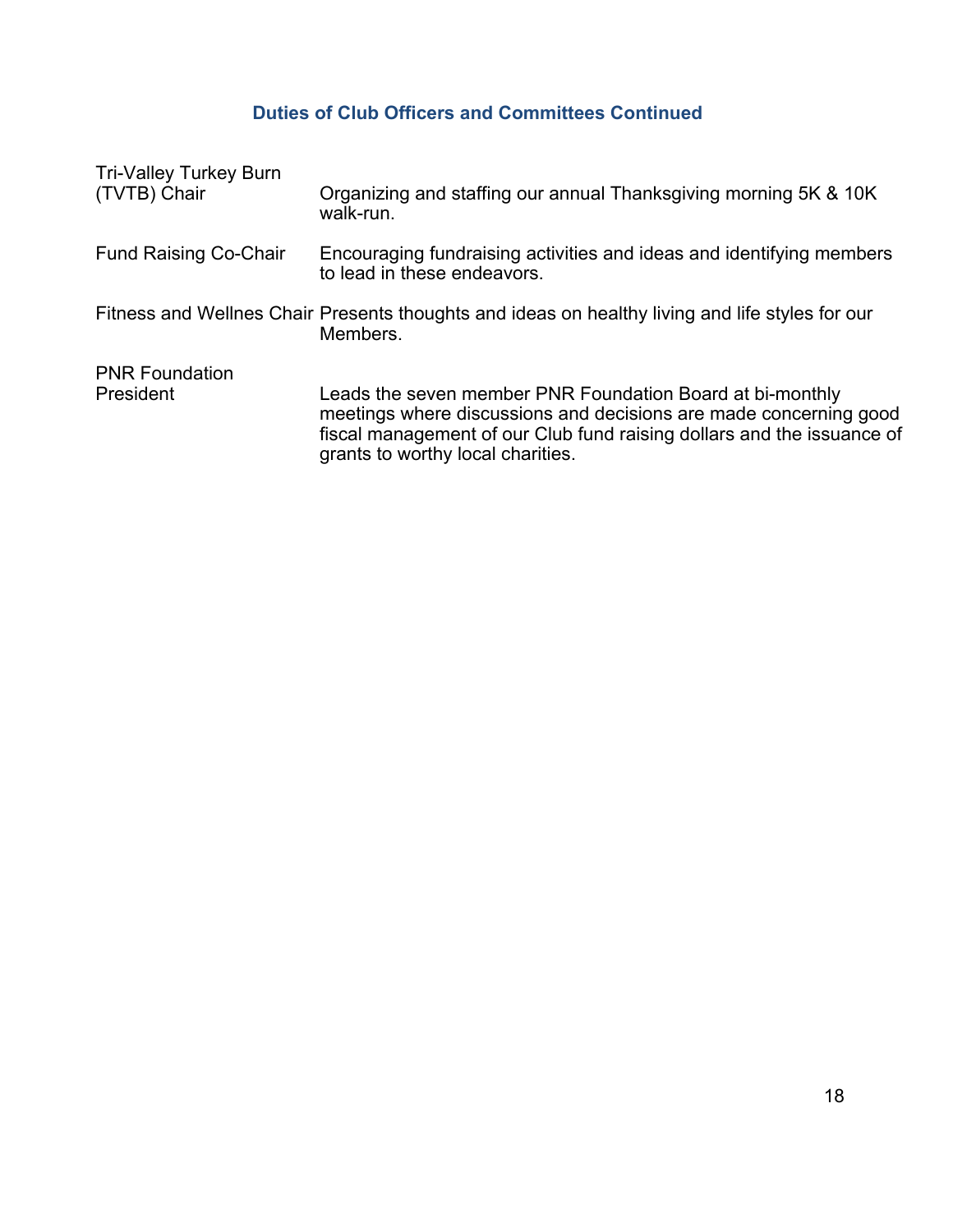## Duties of Club Officers and Committees Continued

| | |
|---|---|
| Tri-Valley Turkey Burn (TVTB) Chair | Organizing and staffing our annual Thanksgiving morning 5K & 10K walk-run. |
| Fund Raising Co-Chair | Encouraging fundraising activities and ideas and identifying members to lead in these endeavors. |
| Fitness and Wellnes Chair | Presents thoughts and ideas on healthy living and life styles for our Members. |
| PNR Foundation President | Leads the seven member PNR Foundation Board at bi-monthly meetings where discussions and decisions are made concerning good fiscal management of our Club fund raising dollars and the issuance of grants to worthy local charities. |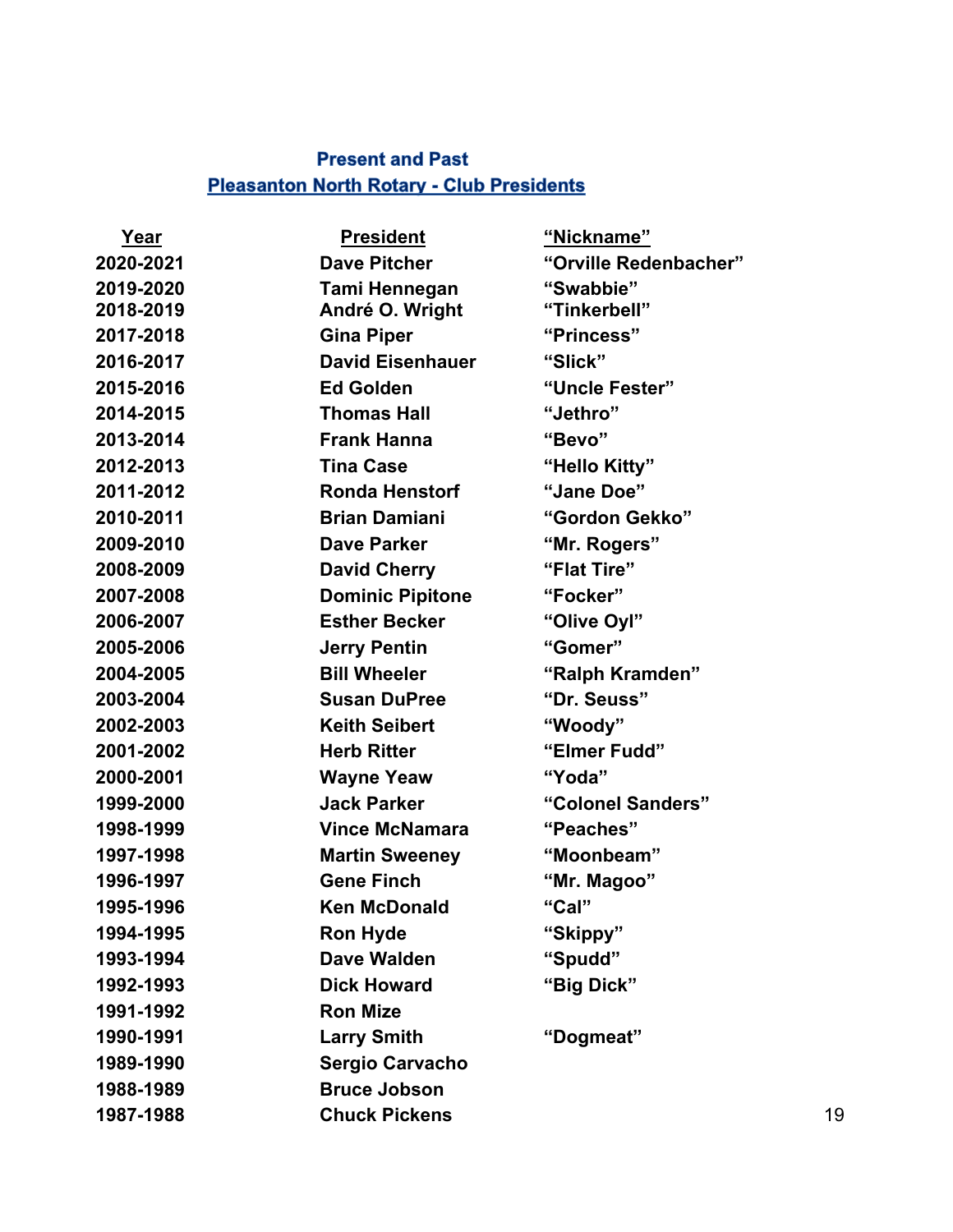## Present and Past

## Pleasanton North Rotary - Club Presidents

| Year | President | "Nickname" |
|---|---|---|
| 2020-2021 | Dave Pitcher | "Orville Redenbacher" |
| 2019-2020 | Tami Hennegan | "Swabbie" |
| 2018-2019 | André O. Wright | "Tinkerbell" |
| 2017-2018 | Gina Piper | "Princess" |
| 2016-2017 | David Eisenhauer | "Slick" |
| 2015-2016 | Ed Golden | "Uncle Fester" |
| 2014-2015 | Thomas Hall | "Jethro" |
| 2013-2014 | Frank Hanna | "Bevo" |
| 2012-2013 | Tina Case | "Hello Kitty" |
| 2011-2012 | Ronda Henstorf | "Jane Doe" |
| 2010-2011 | Brian Damiani | "Gordon Gekko" |
| 2009-2010 | Dave Parker | "Mr. Rogers" |
| 2008-2009 | David Cherry | "Flat Tire" |
| 2007-2008 | Dominic Pipitone | "Focker" |
| 2006-2007 | Esther Becker | "Olive Oyl" |
| 2005-2006 | Jerry Pentin | "Gomer" |
| 2004-2005 | Bill Wheeler | "Ralph Kramden" |
| 2003-2004 | Susan DuPree | "Dr. Seuss" |
| 2002-2003 | Keith Seibert | "Woody" |
| 2001-2002 | Herb Ritter | "Elmer Fudd" |
| 2000-2001 | Wayne Yeaw | "Yoda" |
| 1999-2000 | Jack Parker | "Colonel Sanders" |
| 1998-1999 | Vince McNamara | "Peaches" |
| 1997-1998 | Martin Sweeney | "Moonbeam" |
| 1996-1997 | Gene Finch | "Mr. Magoo" |
| 1995-1996 | Ken McDonald | "Cal" |
| 1994-1995 | Ron Hyde | "Skippy" |
| 1993-1994 | Dave Walden | "Spudd" |
| 1992-1993 | Dick Howard | "Big Dick" |
| 1991-1992 | Ron Mize | |
| 1990-1991 | Larry Smith | "Dogmeat" |
| 1989-1990 | Sergio Carvacho | |
| 1988-1989 | Bruce Jobson | |
| 1987-1988 | Chuck Pickens | |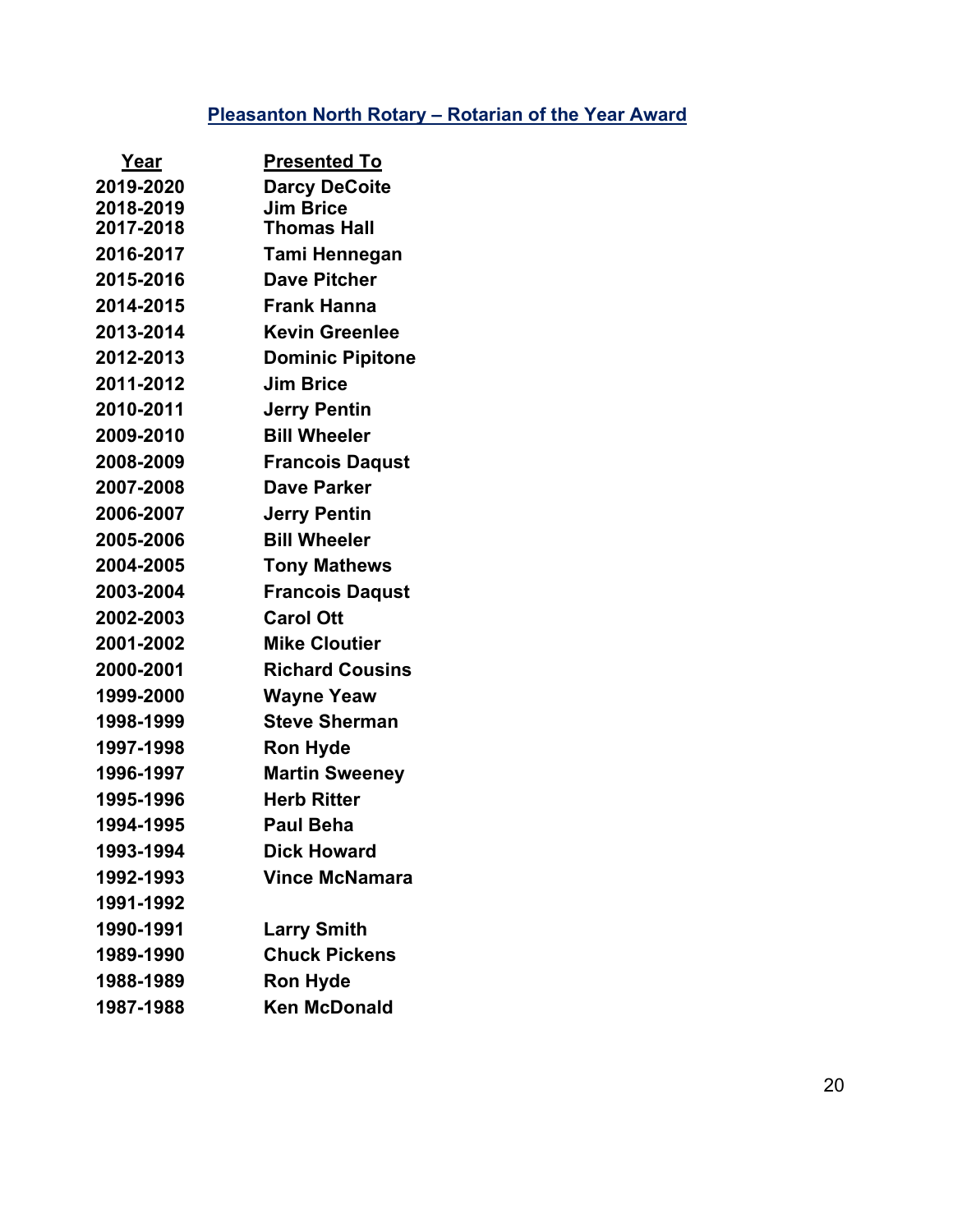## Pleasanton North Rotary – Rotarian of the Year Award

| Year | Presented To |
|---|---|
| 2019-2020 | Darcy DeCoite |
| 2018-2019 | Jim Brice |
| 2017-2018 | Thomas Hall |
| 2016-2017 | Tami Hennegan |
| 2015-2016 | Dave Pitcher |
| 2014-2015 | Frank Hanna |
| 2013-2014 | Kevin Greenlee |
| 2012-2013 | Dominic Pipitone |
| 2011-2012 | Jim Brice |
| 2010-2011 | Jerry Pentin |
| 2009-2010 | Bill Wheeler |
| 2008-2009 | Francois Daqust |
| 2007-2008 | Dave Parker |
| 2006-2007 | Jerry Pentin |
| 2005-2006 | Bill Wheeler |
| 2004-2005 | Tony Mathews |
| 2003-2004 | Francois Daqust |
| 2002-2003 | Carol Ott |
| 2001-2002 | Mike Cloutier |
| 2000-2001 | Richard Cousins |
| 1999-2000 | Wayne Yeaw |
| 1998-1999 | Steve Sherman |
| 1997-1998 | Ron Hyde |
| 1996-1997 | Martin Sweeney |
| 1995-1996 | Herb Ritter |
| 1994-1995 | Paul Beha |
| 1993-1994 | Dick Howard |
| 1992-1993 | Vince McNamara |
| 1991-1992 | |
| 1990-1991 | Larry Smith |
| 1989-1990 | Chuck Pickens |
| 1988-1989 | Ron Hyde |
| 1987-1988 | Ken McDonald |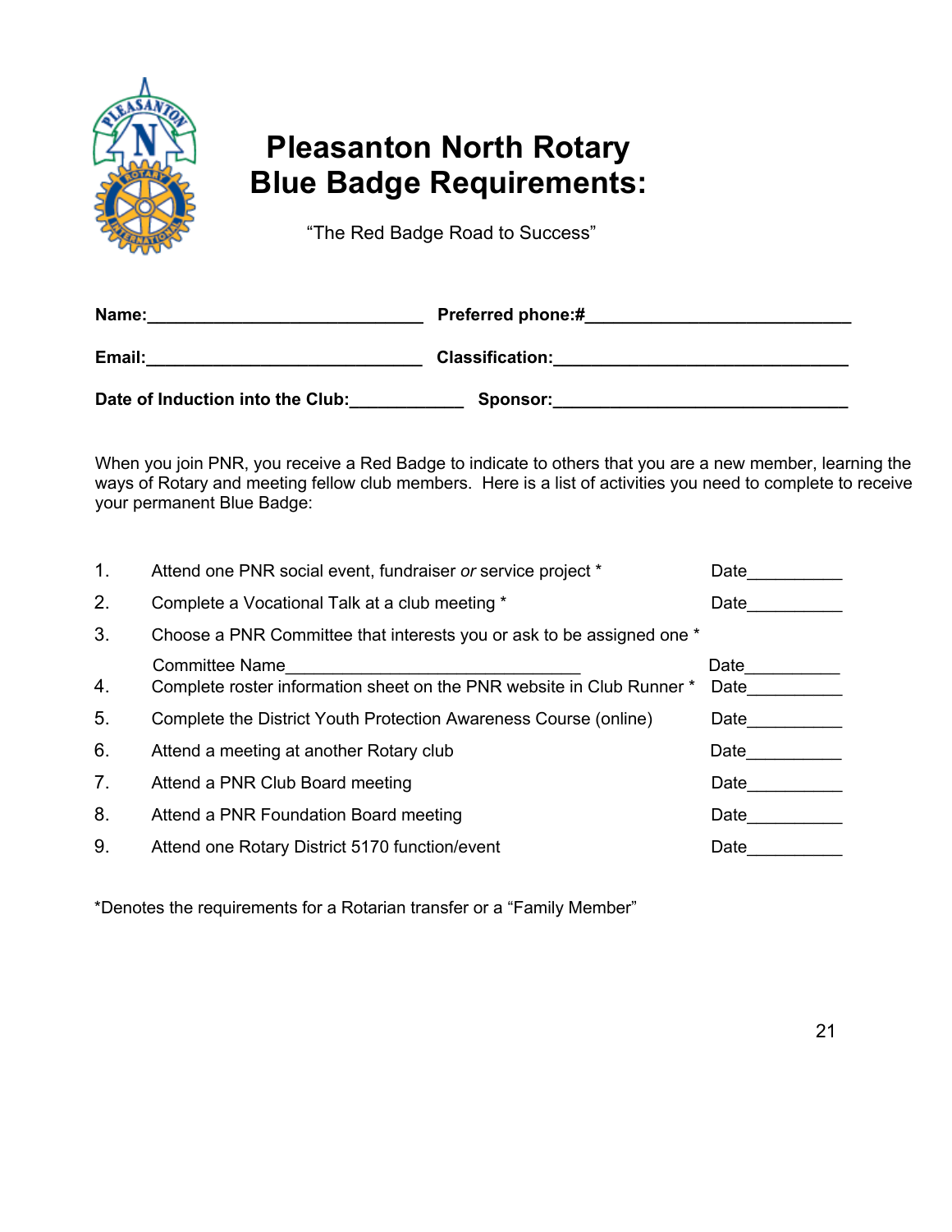# Pleasanton North Rotary Blue Badge Requirements:

"The Red Badge Road to Success"

**Name:**______________________________ **Preferred phone:#**_____________________________

**Email:**______________________________ **Classification:**________________________________

**Date of Induction into the Club:**____________ **Sponsor:**________________________________

When you join PNR, you receive a Red Badge to indicate to others that you are a new member, learning the ways of Rotary and meeting fellow club members. Here is a list of activities you need to complete to receive your permanent Blue Badge:

1. Attend one PNR social event, fundraiser *or* service project * Date__________
2. Complete a Vocational Talk at a club meeting * Date__________
3. Choose a PNR Committee that interests you or ask to be assigned one *

   Committee Name________________________________ Date__________
4. Complete roster information sheet on the PNR website in Club Runner * Date__________
5. Complete the District Youth Protection Awareness Course (online) Date__________
6. Attend a meeting at another Rotary club Date__________
7. Attend a PNR Club Board meeting Date__________
8. Attend a PNR Foundation Board meeting Date__________
9. Attend one Rotary District 5170 function/event Date__________

*Denotes the requirements for a Rotarian transfer or a "Family Member"